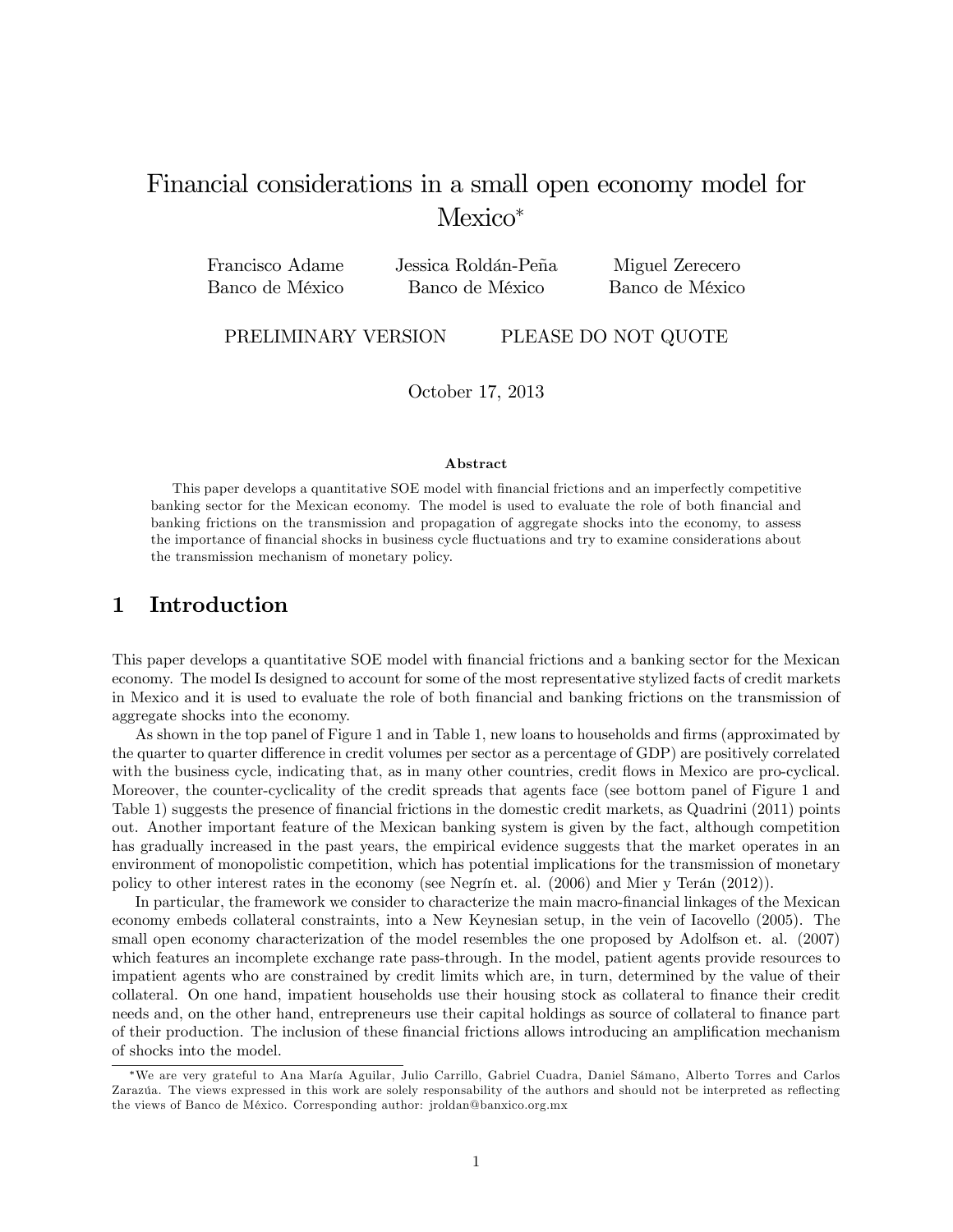// Financial considerations in a small open economy model for Mexico[*]

Francisco Adame
Banco de México

Jessica Roldán-Peña
Banco de México

Miguel Zerecero
Banco de México

PRELIMINARY VERSION PLEASE DO NOT QUOTE

October 17, 2013

**Abstract**

This paper develops a quantitative SOE model with financial frictions and an imperfectly competitive banking sector for the Mexican economy. The model is used to evaluate the role of both financial and banking frictions on the transmission and propagation of aggregate shocks into the economy, to assess the importance of financial shocks in business cycle fluctuations and try to examine considerations about the transmission mechanism of monetary policy.

## 1 Introduction

This paper develops a quantitative SOE model with financial frictions and a banking sector for the Mexican economy. The model Is designed to account for some of the most representative stylized facts of credit markets in Mexico and it is used to evaluate the role of both financial and banking frictions on the transmission of aggregate shocks into the economy.

As shown in the top panel of Figure 1 and in Table 1, new loans to households and firms (approximated by the quarter to quarter difference in credit volumes per sector as a percentage of GDP) are positively correlated with the business cycle, indicating that, as in many other countries, credit flows in Mexico are pro-cyclical. Moreover, the counter-cyclicality of the credit spreads that agents face (see bottom panel of Figure 1 and Table 1) suggests the presence of financial frictions in the domestic credit markets, as Quadrini (2011) points out. Another important feature of the Mexican banking system is given by the fact, although competition has gradually increased in the past years, the empirical evidence suggests that the market operates in an environment of monopolistic competition, which has potential implications for the transmission of monetary policy to other interest rates in the economy (see Negrín et. al. (2006) and Mier y Terán (2012)).

In particular, the framework we consider to characterize the main macro-financial linkages of the Mexican economy embeds collateral constraints, into a New Keynesian setup, in the vein of Iacovello (2005). The small open economy characterization of the model resembles the one proposed by Adolfson et. al. (2007) which features an incomplete exchange rate pass-through. In the model, patient agents provide resources to impatient agents who are constrained by credit limits which are, in turn, determined by the value of their collateral. On one hand, impatient households use their housing stock as collateral to finance their credit needs and, on the other hand, entrepreneurs use their capital holdings as source of collateral to finance part of their production. The inclusion of these financial frictions allows introducing an amplification mechanism of shocks into the model.

[*]We are very grateful to Ana María Aguilar, Julio Carrillo, Gabriel Cuadra, Daniel Sámano, Alberto Torres and Carlos Zarazúa. The views expressed in this work are solely responsability of the authors and should not be interpreted as reflecting the views of Banco de México. Corresponding author: jroldan@banxico.org.mx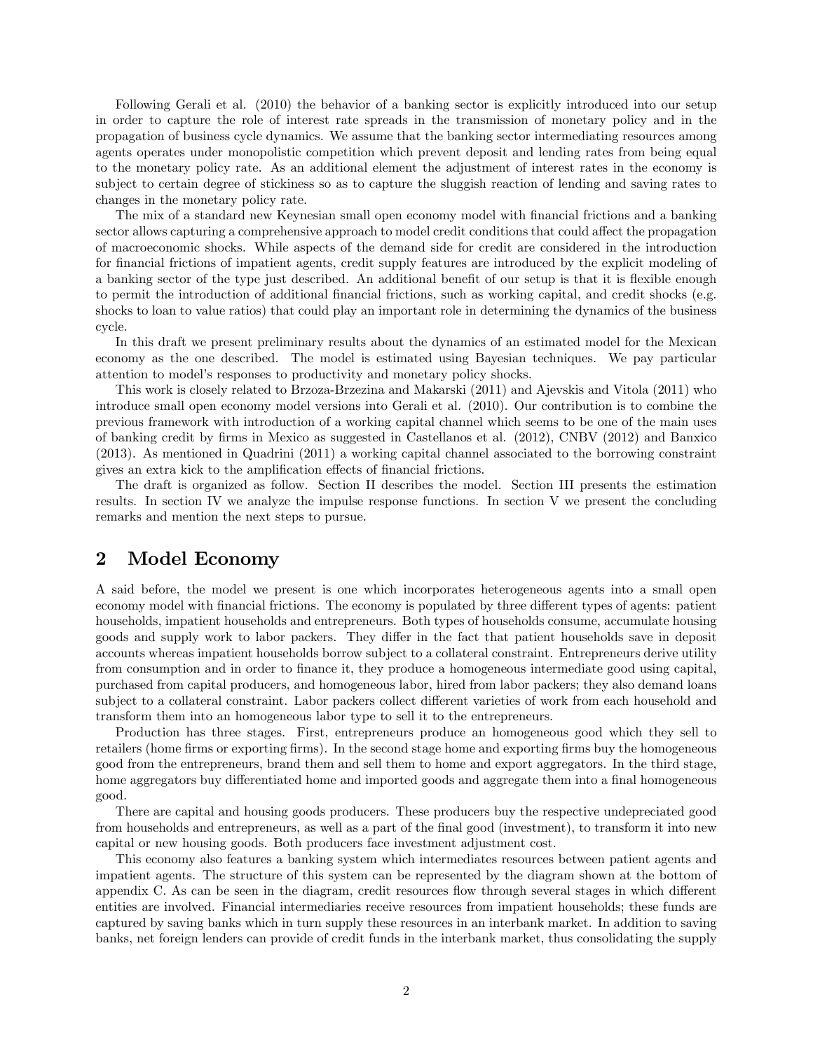Following Gerali et al. (2010) the behavior of a banking sector is explicitly introduced into our setup in order to capture the role of interest rate spreads in the transmission of monetary policy and in the propagation of business cycle dynamics. We assume that the banking sector intermediating resources among agents operates under monopolistic competition which prevent deposit and lending rates from being equal to the monetary policy rate. As an additional element the adjustment of interest rates in the economy is subject to certain degree of stickiness so as to capture the sluggish reaction of lending and saving rates to changes in the monetary policy rate.

The mix of a standard new Keynesian small open economy model with financial frictions and a banking sector allows capturing a comprehensive approach to model credit conditions that could affect the propagation of macroeconomic shocks. While aspects of the demand side for credit are considered in the introduction for financial frictions of impatient agents, credit supply features are introduced by the explicit modeling of a banking sector of the type just described. An additional benefit of our setup is that it is flexible enough to permit the introduction of additional financial frictions, such as working capital, and credit shocks (e.g. shocks to loan to value ratios) that could play an important role in determining the dynamics of the business cycle.

In this draft we present preliminary results about the dynamics of an estimated model for the Mexican economy as the one described. The model is estimated using Bayesian techniques. We pay particular attention to model's responses to productivity and monetary policy shocks.

This work is closely related to Brzoza-Brzezina and Makarski (2011) and Ajevskis and Vitola (2011) who introduce small open economy model versions into Gerali et al. (2010). Our contribution is to combine the previous framework with introduction of a working capital channel which seems to be one of the main uses of banking credit by firms in Mexico as suggested in Castellanos et al. (2012), CNBV (2012) and Banxico (2013). As mentioned in Quadrini (2011) a working capital channel associated to the borrowing constraint gives an extra kick to the amplification effects of financial frictions.

The draft is organized as follow. Section II describes the model. Section III presents the estimation results. In section IV we analyze the impulse response functions. In section V we present the concluding remarks and mention the next steps to pursue.

## 2 Model Economy

A said before, the model we present is one which incorporates heterogeneous agents into a small open economy model with financial frictions. The economy is populated by three different types of agents: patient households, impatient households and entrepreneurs. Both types of households consume, accumulate housing goods and supply work to labor packers. They differ in the fact that patient households save in deposit accounts whereas impatient households borrow subject to a collateral constraint. Entrepreneurs derive utility from consumption and in order to finance it, they produce a homogeneous intermediate good using capital, purchased from capital producers, and homogeneous labor, hired from labor packers; they also demand loans subject to a collateral constraint. Labor packers collect different varieties of work from each household and transform them into an homogeneous labor type to sell it to the entrepreneurs.

Production has three stages. First, entrepreneurs produce an homogeneous good which they sell to retailers (home firms or exporting firms). In the second stage home and exporting firms buy the homogeneous good from the entrepreneurs, brand them and sell them to home and export aggregators. In the third stage, home aggregators buy differentiated home and imported goods and aggregate them into a final homogeneous good.

There are capital and housing goods producers. These producers buy the respective undepreciated good from households and entrepreneurs, as well as a part of the final good (investment), to transform it into new capital or new housing goods. Both producers face investment adjustment cost.

This economy also features a banking system which intermediates resources between patient agents and impatient agents. The structure of this system can be represented by the diagram shown at the bottom of appendix C. As can be seen in the diagram, credit resources flow through several stages in which different entities are involved. Financial intermediaries receive resources from impatient households; these funds are captured by saving banks which in turn supply these resources in an interbank market. In addition to saving banks, net foreign lenders can provide of credit funds in the interbank market, thus consolidating the supply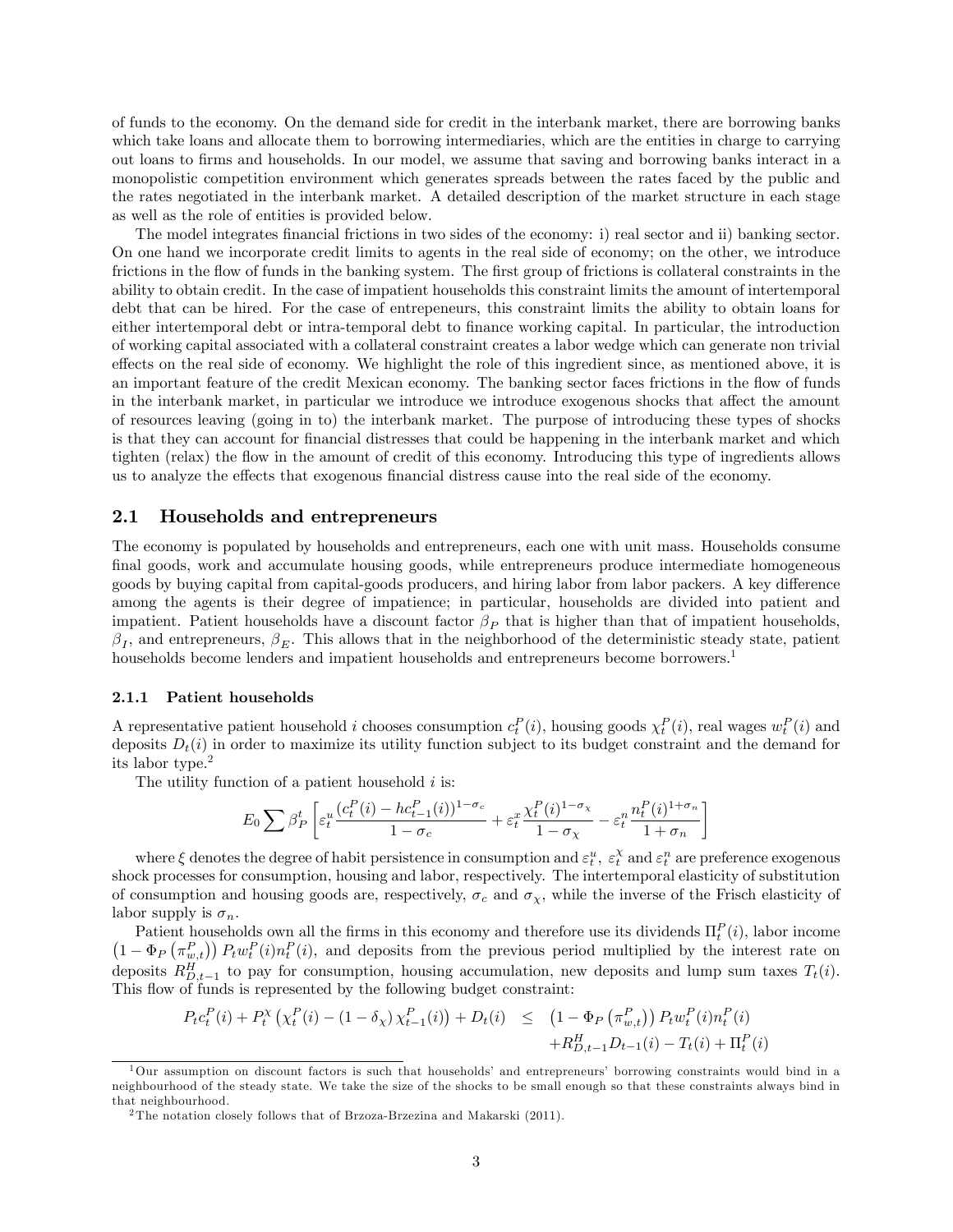of funds to the economy. On the demand side for credit in the interbank market, there are borrowing banks which take loans and allocate them to borrowing intermediaries, which are the entities in charge to carrying out loans to firms and households. In our model, we assume that saving and borrowing banks interact in a monopolistic competition environment which generates spreads between the rates faced by the public and the rates negotiated in the interbank market. A detailed description of the market structure in each stage as well as the role of entities is provided below.

The model integrates financial frictions in two sides of the economy: i) real sector and ii) banking sector. On one hand we incorporate credit limits to agents in the real side of economy; on the other, we introduce frictions in the flow of funds in the banking system. The first group of frictions is collateral constraints in the ability to obtain credit. In the case of impatient households this constraint limits the amount of intertemporal debt that can be hired. For the case of entrepeneurs, this constraint limits the ability to obtain loans for either intertemporal debt or intra-temporal debt to finance working capital. In particular, the introduction of working capital associated with a collateral constraint creates a labor wedge which can generate non trivial effects on the real side of economy. We highlight the role of this ingredient since, as mentioned above, it is an important feature of the credit Mexican economy. The banking sector faces frictions in the flow of funds in the interbank market, in particular we introduce we introduce exogenous shocks that affect the amount of resources leaving (going in to) the interbank market. The purpose of introducing these types of shocks is that they can account for financial distresses that could be happening in the interbank market and which tighten (relax) the flow in the amount of credit of this economy. Introducing this type of ingredients allows us to analyze the effects that exogenous financial distress cause into the real side of the economy.

## 2.1 Households and entrepreneurs

The economy is populated by households and entrepreneurs, each one with unit mass. Households consume final goods, work and accumulate housing goods, while entrepreneurs produce intermediate homogeneous goods by buying capital from capital-goods producers, and hiring labor from labor packers. A key difference among the agents is their degree of impatience; in particular, households are divided into patient and impatient. Patient households have a discount factor $\beta_P$ that is higher than that of impatient households, $\beta_I$, and entrepreneurs, $\beta_E$. This allows that in the neighborhood of the deterministic steady state, patient households become lenders and impatient households and entrepreneurs become borrowers.[1]

### 2.1.1 Patient households

A representative patient household $i$ chooses consumption $c_t^P(i)$, housing goods $\chi_t^P(i)$, real wages $w_t^P(i)$ and deposits $D_t(i)$ in order to maximize its utility function subject to its budget constraint and the demand for its labor type.[2]

The utility function of a patient household $i$ is:

$$E_0 \sum \beta_P^t \left[ \varepsilon_t^u \frac{(c_t^P(i) - hc_{t-1}^P(i))^{1-\sigma_c}}{1-\sigma_c} + \varepsilon_t^x \frac{\chi_t^P(i)^{1-\sigma_\chi}}{1-\sigma_\chi} - \varepsilon_t^n \frac{n_t^P(i)^{1+\sigma_n}}{1+\sigma_n} \right]$$

where $\xi$ denotes the degree of habit persistence in consumption and $\varepsilon_t^u$, $\varepsilon_t^\chi$ and $\varepsilon_t^n$ are preference exogenous shock processes for consumption, housing and labor, respectively. The intertemporal elasticity of substitution of consumption and housing goods are, respectively, $\sigma_c$ and $\sigma_\chi$, while the inverse of the Frisch elasticity of labor supply is $\sigma_n$.

Patient households own all the firms in this economy and therefore use its dividends $\Pi_t^P(i)$, labor income $\left(1 - \Phi_P\left(\pi_{w,t}^P\right)\right) P_t w_t^P(i) n_t^P(i)$, and deposits from the previous period multiplied by the interest rate on deposits $R_{D,t-1}^H$ to pay for consumption, housing accumulation, new deposits and lump sum taxes $T_t(i)$. This flow of funds is represented by the following budget constraint:

$$\begin{aligned} P_t c_t^P(i) + P_t^\chi \left(\chi_t^P(i) - (1-\delta_\chi)\chi_{t-1}^P(i)\right) + D_t(i) \quad \leq \quad & \left(1 - \Phi_P\left(\pi_{w,t}^P\right)\right) P_t w_t^P(i) n_t^P(i) \\ & + R_{D,t-1}^H D_{t-1}(i) - T_t(i) + \Pi_t^P(i) \end{aligned}$$

[1] Our assumption on discount factors is such that households' and entrepreneurs' borrowing constraints would bind in a neighbourhood of the steady state. We take the size of the shocks to be small enough so that these constraints always bind in that neighbourhood.

[2] The notation closely follows that of Brzoza-Brzezina and Makarski (2011).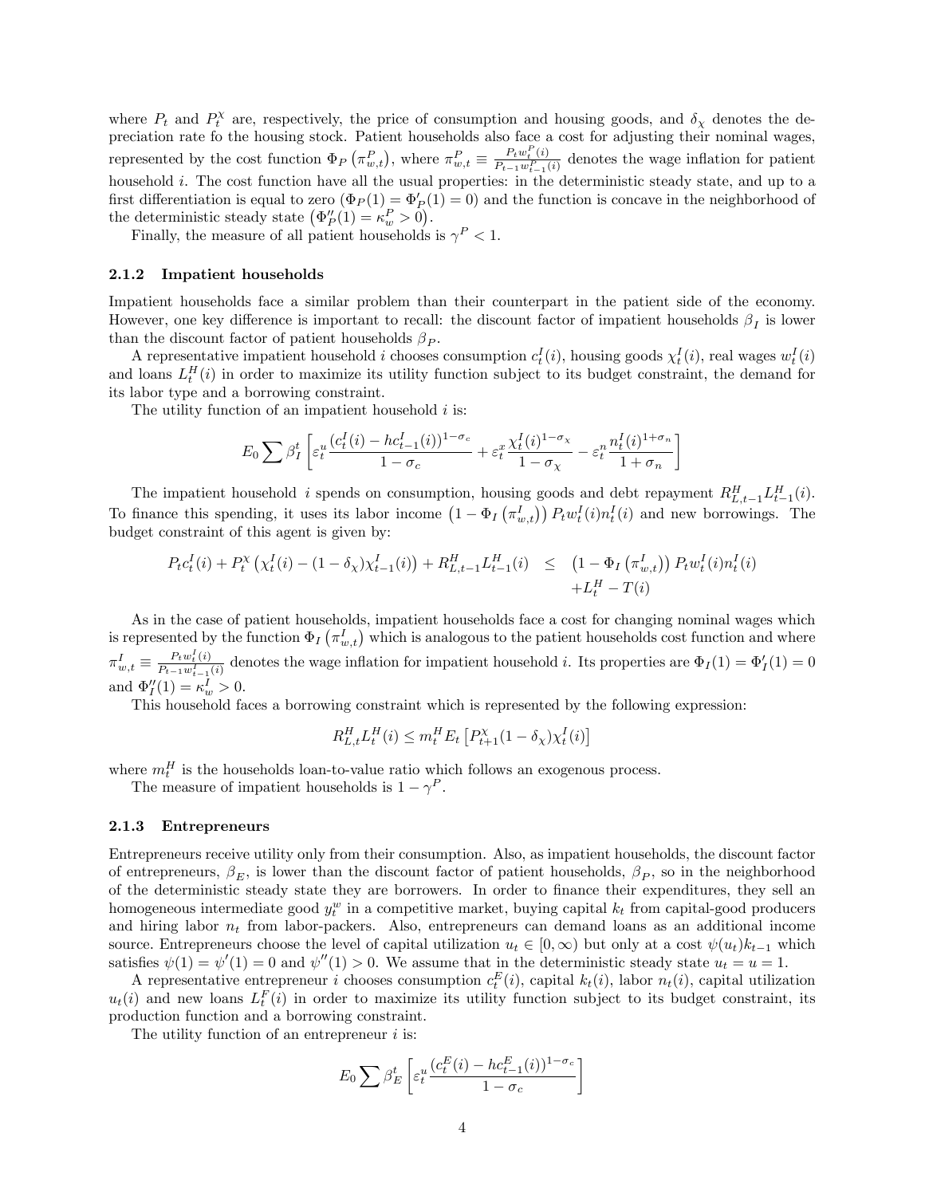where $P_t$ and $P_t^{\chi}$ are, respectively, the price of consumption and housing goods, and $\delta_\chi$ denotes the depreciation rate fo the housing stock. Patient households also face a cost for adjusting their nominal wages, represented by the cost function $\Phi_P\left(\pi_{w,t}^P\right)$, where $\pi_{w,t}^P \equiv \frac{P_t w_t^P(i)}{P_{t-1} w_{t-1}^P(i)}$ denotes the wage inflation for patient household $i$. The cost function have all the usual properties: in the deterministic steady state, and up to a first differentiation is equal to zero ($\Phi_P(1) = \Phi_P'(1) = 0$) and the function is concave in the neighborhood of the deterministic steady state $\left(\Phi_P''(1) = \kappa_w^P > 0\right)$.

Finally, the measure of all patient households is $\gamma^P < 1$.

### 2.1.2 Impatient households

Impatient households face a similar problem than their counterpart in the patient side of the economy. However, one key difference is important to recall: the discount factor of impatient households $\beta_I$ is lower than the discount factor of patient households $\beta_P$.

A representative impatient household $i$ chooses consumption $c_t^I(i)$, housing goods $\chi_t^I(i)$, real wages $w_t^I(i)$ and loans $L_t^H(i)$ in order to maximize its utility function subject to its budget constraint, the demand for its labor type and a borrowing constraint.

The utility function of an impatient household $i$ is:

$$E_0 \sum \beta_I^t \left[\varepsilon_t^u \frac{(c_t^I(i) - h c_{t-1}^I(i))^{1-\sigma_c}}{1-\sigma_c} + \varepsilon_t^x \frac{\chi_t^I(i)^{1-\sigma_\chi}}{1-\sigma_\chi} - \varepsilon_t^n \frac{n_t^I(i)^{1+\sigma_n}}{1+\sigma_n}\right]$$

The impatient household $i$ spends on consumption, housing goods and debt repayment $R_{L,t-1}^H L_{t-1}^H(i)$. To finance this spending, it uses its labor income $\left(1 - \Phi_I\left(\pi_{w,t}^I\right)\right) P_t w_t^I(i) n_t^I(i)$ and new borrowings. The budget constraint of this agent is given by:

$$\begin{aligned} P_t c_t^I(i) + P_t^\chi \left(\chi_t^I(i) - (1-\delta_\chi)\chi_{t-1}^I(i)\right) + R_{L,t-1}^H L_{t-1}^H(i) \quad &\leq \quad \left(1 - \Phi_I\left(\pi_{w,t}^I\right)\right) P_t w_t^I(i) n_t^I(i) \\ &\quad + L_t^H - T(i) \end{aligned}$$

As in the case of patient households, impatient households face a cost for changing nominal wages which is represented by the function $\Phi_I\left(\pi_{w,t}^I\right)$ which is analogous to the patient households cost function and where $\pi_{w,t}^I \equiv \frac{P_t w_t^I(i)}{P_{t-1} w_{t-1}^I(i)}$ denotes the wage inflation for impatient household $i$. Its properties are $\Phi_I(1) = \Phi_I'(1) = 0$ and $\Phi_I''(1) = \kappa_w^I > 0$.

This household faces a borrowing constraint which is represented by the following expression:

$$R_{L,t}^H L_t^H(i) \leq m_t^H E_t\left[P_{t+1}^\chi (1-\delta_\chi)\chi_t^I(i)\right]$$

where $m_t^H$ is the households loan-to-value ratio which follows an exogenous process.

The measure of impatient households is $1 - \gamma^P$.

### 2.1.3 Entrepreneurs

Entrepreneurs receive utility only from their consumption. Also, as impatient households, the discount factor of entrepreneurs, $\beta_E$, is lower than the discount factor of patient households, $\beta_P$, so in the neighborhood of the deterministic steady state they are borrowers. In order to finance their expenditures, they sell an homogeneous intermediate good $y_t^w$ in a competitive market, buying capital $k_t$ from capital-good producers and hiring labor $n_t$ from labor-packers. Also, entrepreneurs can demand loans as an additional income source. Entrepreneurs choose the level of capital utilization $u_t \in [0, \infty)$ but only at a cost $\psi(u_t)k_{t-1}$ which satisfies $\psi(1) = \psi'(1) = 0$ and $\psi''(1) > 0$. We assume that in the deterministic steady state $u_t = u = 1$.

A representative entrepreneur $i$ chooses consumption $c_t^E(i)$, capital $k_t(i)$, labor $n_t(i)$, capital utilization $u_t(i)$ and new loans $L_t^F(i)$ in order to maximize its utility function subject to its budget constraint, its production function and a borrowing constraint.

The utility function of an entrepreneur $i$ is:

$$E_0 \sum \beta_E^t \left[\varepsilon_t^u \frac{(c_t^E(i) - h c_{t-1}^E(i))^{1-\sigma_c}}{1-\sigma_c}\right]$$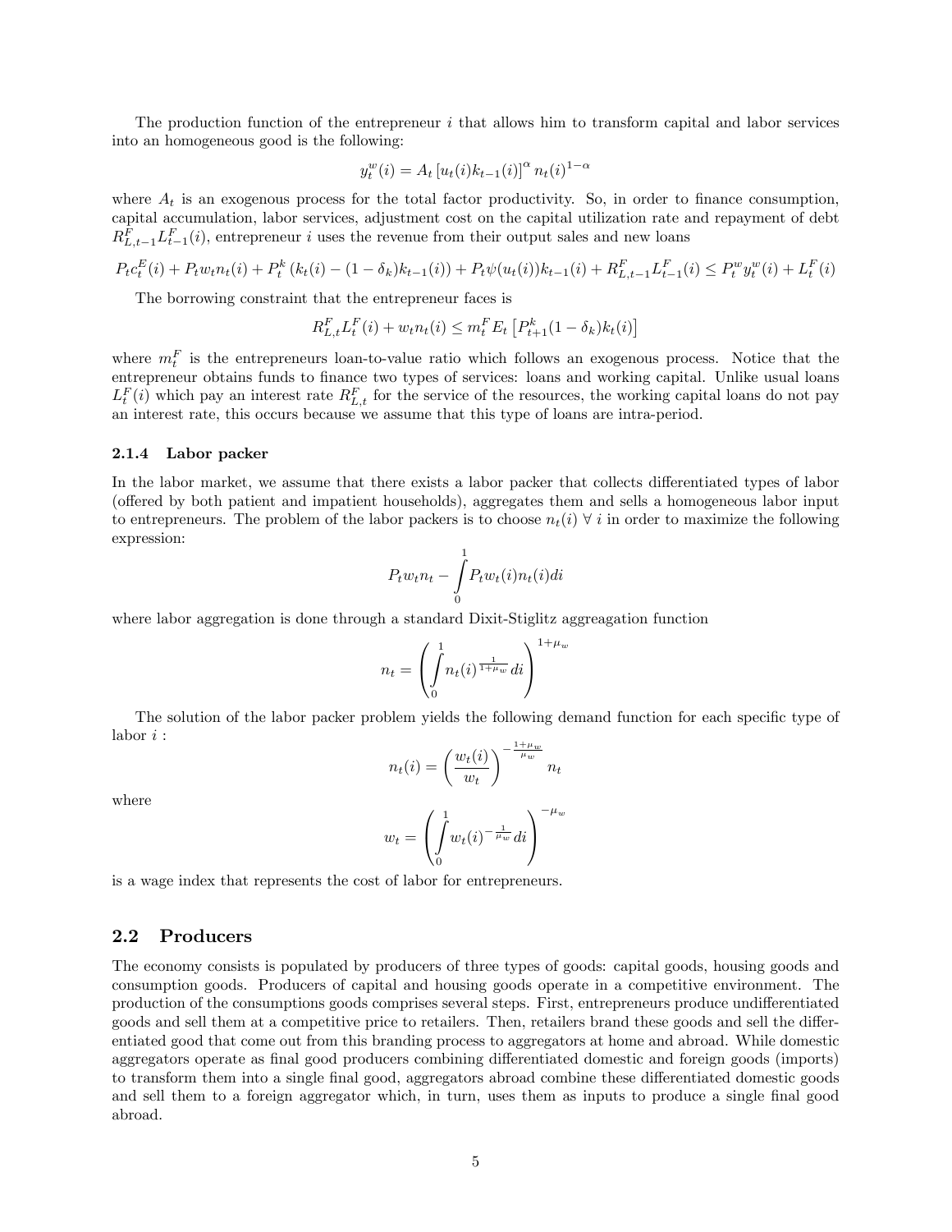The production function of the entrepreneur $i$ that allows him to transform capital and labor services into an homogeneous good is the following:

$$y_t^w(i) = A_t \left[u_t(i) k_{t-1}(i)\right]^{\alpha} n_t(i)^{1-\alpha}$$

where $A_t$ is an exogenous process for the total factor productivity. So, in order to finance consumption, capital accumulation, labor services, adjustment cost on the capital utilization rate and repayment of debt $R_{L,t-1}^F L_{t-1}^F(i)$, entrepreneur $i$ uses the revenue from their output sales and new loans

$$P_t c_t^E(i) + P_t w_t n_t(i) + P_t^k \left(k_t(i) - (1-\delta_k) k_{t-1}(i)\right) + P_t \psi(u_t(i)) k_{t-1}(i) + R_{L,t-1}^F L_{t-1}^F(i) \leq P_t^w y_t^w(i) + L_t^F(i)$$

The borrowing constraint that the entrepreneur faces is

$$R_{L,t}^F L_t^F(i) + w_t n_t(i) \leq m_t^F E_t \left[P_{t+1}^k (1-\delta_k) k_t(i)\right]$$

where $m_t^F$ is the entrepreneurs loan-to-value ratio which follows an exogenous process. Notice that the entrepreneur obtains funds to finance two types of services: loans and working capital. Unlike usual loans $L_t^F(i)$ which pay an interest rate $R_{L,t}^F$ for the service of the resources, the working capital loans do not pay an interest rate, this occurs because we assume that this type of loans are intra-period.

### 2.1.4 Labor packer

In the labor market, we assume that there exists a labor packer that collects differentiated types of labor (offered by both patient and impatient households), aggregates them and sells a homogeneous labor input to entrepreneurs. The problem of the labor packers is to choose $n_t(i)\ \forall\ i$ in order to maximize the following expression:

$$P_t w_t n_t - \int_0^1 P_t w_t(i) n_t(i) di$$

where labor aggregation is done through a standard Dixit-Stiglitz aggreagation function

$$n_t = \left( \int_0^1 n_t(i)^{\frac{1}{1+\mu_w}} di \right)^{1+\mu_w}$$

The solution of the labor packer problem yields the following demand function for each specific type of labor $i$ :

$$n_t(i) = \left( \frac{w_t(i)}{w_t} \right)^{-\frac{1+\mu_w}{\mu_w}} n_t$$

where

$$w_t = \left( \int_0^1 w_t(i)^{-\frac{1}{\mu_w}} di \right)^{-\mu_w}$$

is a wage index that represents the cost of labor for entrepreneurs.

## 2.2 Producers

The economy consists is populated by producers of three types of goods: capital goods, housing goods and consumption goods. Producers of capital and housing goods operate in a competitive environment. The production of the consumptions goods comprises several steps. First, entrepreneurs produce undifferentiated goods and sell them at a competitive price to retailers. Then, retailers brand these goods and sell the differentiated good that come out from this branding process to aggregators at home and abroad. While domestic aggregators operate as final good producers combining differentiated domestic and foreign goods (imports) to transform them into a single final good, aggregators abroad combine these differentiated domestic goods and sell them to a foreign aggregator which, in turn, uses them as inputs to produce a single final good abroad.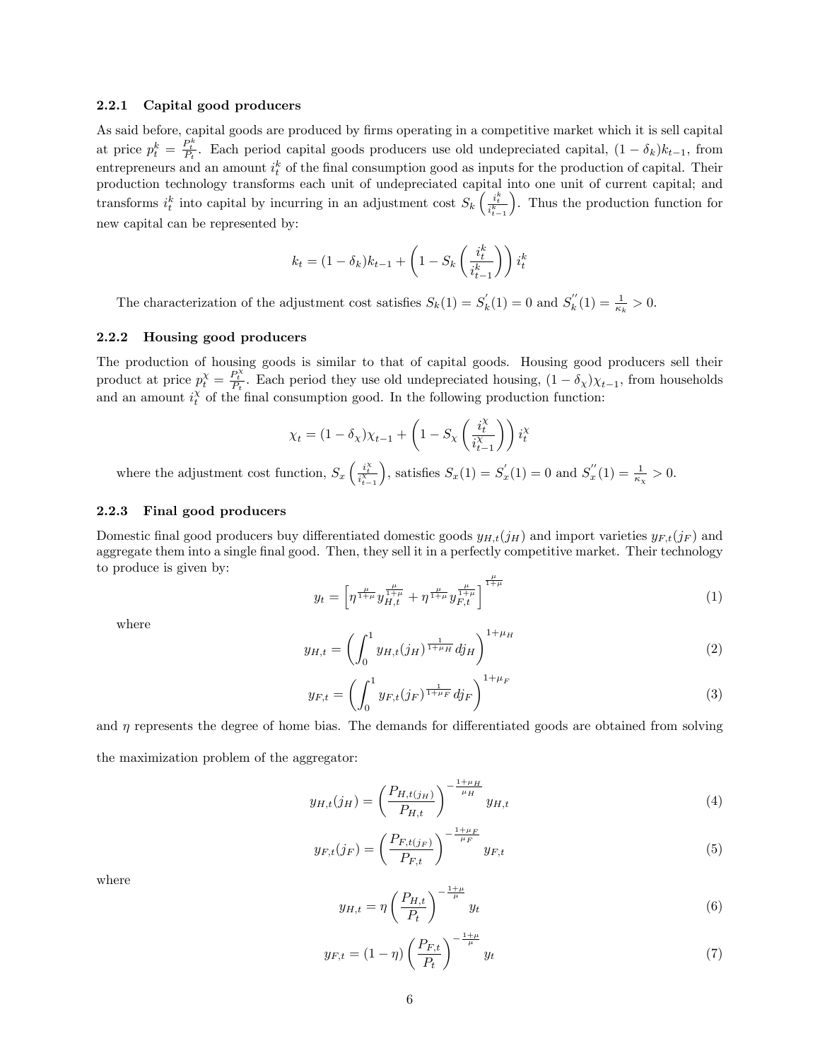### 2.2.1 Capital good producers

As said before, capital goods are produced by firms operating in a competitive market which it is sell capital at price $p_t^k = \frac{P_t^k}{P_t}$. Each period capital goods producers use old undepreciated capital, $(1-\delta_k)k_{t-1}$, from entrepreneurs and an amount $i_t^k$ of the final consumption good as inputs for the production of capital. Their production technology transforms each unit of undepreciated capital into one unit of current capital; and transforms $i_t^k$ into capital by incurring in an adjustment cost $S_k\left(\frac{i_t^k}{i_{t-1}^k}\right)$. Thus the production function for new capital can be represented by:

$$k_t = (1-\delta_k)k_{t-1} + \left(1 - S_k\left(\frac{i_t^k}{i_{t-1}^k}\right)\right) i_t^k$$

The characterization of the adjustment cost satisfies $S_k(1) = S_k^{'}(1) = 0$ and $S_k^{''}(1) = \frac{1}{\kappa_k} > 0$.

### 2.2.2 Housing good producers

The production of housing goods is similar to that of capital goods. Housing good producers sell their product at price $p_t^{\chi} = \frac{P_t^{\chi}}{P_t}$. Each period they use old undepreciated housing, $(1-\delta_{\chi})\chi_{t-1}$, from households and an amount $i_t^{\chi}$ of the final consumption good. In the following production function:

$$\chi_t = (1-\delta_{\chi})\chi_{t-1} + \left(1 - S_{\chi}\left(\frac{i_t^{\chi}}{i_{t-1}^{\chi}}\right)\right) i_t^{\chi}$$

where the adjustment cost function, $S_x\left(\frac{i_t^{\chi}}{i_{t-1}^{\chi}}\right)$, satisfies $S_x(1) = S_x^{'}(1) = 0$ and $S_x^{''}(1) = \frac{1}{\kappa_{\chi}} > 0$.

### 2.2.3 Final good producers

Domestic final good producers buy differentiated domestic goods $y_{H,t}(j_H)$ and import varieties $y_{F,t}(j_F)$ and aggregate them into a single final good. Then, they sell it in a perfectly competitive market. Their technology to produce is given by:

$$y_t = \left[\eta^{\frac{\mu}{1+\mu}} y_{H,t}^{\frac{\mu}{1+\mu}} + \eta^{\frac{\mu}{1+\mu}} y_{F,t}^{\frac{\mu}{1+\mu}}\right]^{\frac{\mu}{1+\mu}} \tag{1}$$

where

$$y_{H,t} = \left(\int_0^1 y_{H,t}(j_H)^{\frac{1}{1+\mu_H}} dj_H\right)^{1+\mu_H} \tag{2}$$

$$y_{F,t} = \left(\int_0^1 y_{F,t}(j_F)^{\frac{1}{1+\mu_F}} dj_F\right)^{1+\mu_F} \tag{3}$$

and $\eta$ represents the degree of home bias. The demands for differentiated goods are obtained from solving the maximization problem of the aggregator:

$$y_{H,t}(j_H) = \left(\frac{P_{H,t(j_H)}}{P_{H,t}}\right)^{-\frac{1+\mu_H}{\mu_H}} y_{H,t} \tag{4}$$

$$y_{F,t}(j_F) = \left(\frac{P_{F,t(j_F)}}{P_{F,t}}\right)^{-\frac{1+\mu_F}{\mu_F}} y_{F,t} \tag{5}$$

where

$$y_{H,t} = \eta\left(\frac{P_{H,t}}{P_t}\right)^{-\frac{1+\mu}{\mu}} y_t \tag{6}$$

$$y_{F,t} = (1-\eta)\left(\frac{P_{F,t}}{P_t}\right)^{-\frac{1+\mu}{\mu}} y_t \tag{7}$$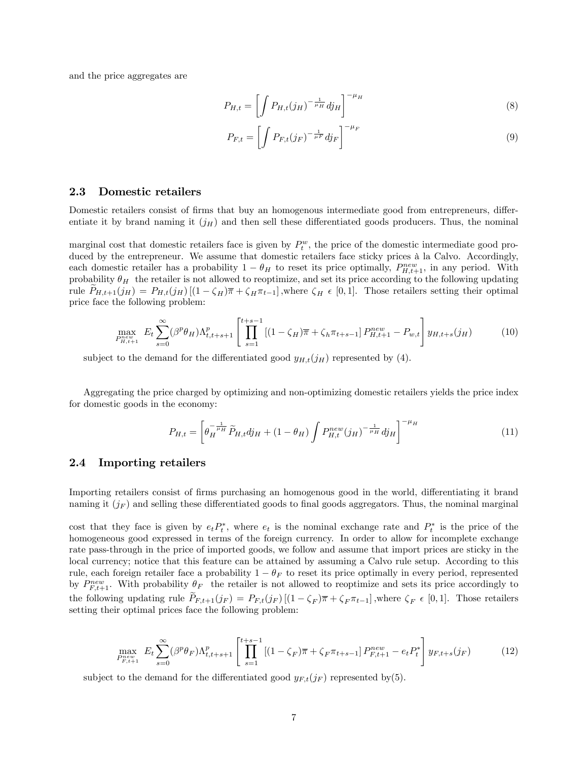and the price aggregates are

$$P_{H,t} = \left[ \int P_{H,t}(j_H)^{-\frac{1}{\mu_H}} dj_H \right]^{-\mu_H} \tag{8}$$

$$P_{F,t} = \left[ \int P_{F,t}(j_F)^{-\frac{1}{\mu_F}} dj_F \right]^{-\mu_F} \tag{9}$$

### 2.3 Domestic retailers

Domestic retailers consist of firms that buy an homogenous intermediate good from entrepreneurs, differentiate it by brand naming it ($j_H$) and then sell these differentiated goods producers. Thus, the nominal

marginal cost that domestic retailers face is given by $P_t^w$, the price of the domestic intermediate good produced by the entrepreneur. We assume that domestic retailers face sticky prices à la Calvo. Accordingly, each domestic retailer has a probability $1 - \theta_H$ to reset its price optimally, $P_{H,t+1}^{new}$, in any period. With probability $\theta_H$ the retailer is not allowed to reoptimize, and set its price according to the following updating rule $\widetilde{P}_{H,t+1}(j_H) = P_{H,t}(j_H)\left[(1-\zeta_H)\overline{\pi} + \zeta_H \pi_{t-1}\right]$,where $\zeta_H \in [0,1]$. Those retailers setting their optimal price face the following problem:

$$\max_{P_{H,t+1}^{new}} \; E_t \sum_{s=0}^{\infty} (\beta^p \theta_H) \Lambda_{t,t+s+1}^p \left[ \prod_{s=1}^{t+s-1} \left[(1-\zeta_H)\overline{\pi} + \zeta_h \pi_{t+s-1}\right] P_{H,t+1}^{new} - P_{w,t} \right] y_{H,t+s}(j_H) \tag{10}$$

subject to the demand for the differentiated good $y_{H,t}(j_H)$ represented by (4).

Aggregating the price charged by optimizing and non-optimizing domestic retailers yields the price index for domestic goods in the economy:

$$P_{H,t} = \left[ \theta_H^{-\frac{1}{\mu_H}} \widetilde{P}_{H,t} dj_H + (1-\theta_H) \int P_{H,t}^{new}(j_H)^{-\frac{1}{\mu_H}} dj_H \right]^{-\mu_H} \tag{11}$$

### 2.4 Importing retailers

Importing retailers consist of firms purchasing an homogenous good in the world, differentiating it brand naming it ($j_F$) and selling these differentiated goods to final goods aggregators. Thus, the nominal marginal

cost that they face is given by $e_t P_t^*$, where $e_t$ is the nominal exchange rate and $P_t^*$ is the price of the homogeneous good expressed in terms of the foreign currency. In order to allow for incomplete exchange rate pass-through in the price of imported goods, we follow and assume that import prices are sticky in the local currency; notice that this feature can be attained by assuming a Calvo rule setup. According to this rule, each foreign retailer face a probability $1 - \theta_F$ to reset its price optimally in every period, represented by $P_{F,t+1}^{new}$. With probability $\theta_F$ the retailer is not allowed to reoptimize and sets its price accordingly to the following updating rule $\widetilde{P}_{F,t+1}(j_F) = P_{F,t}(j_F)\left[(1-\zeta_F)\overline{\pi} + \zeta_F \pi_{t-1}\right]$,where $\zeta_F \in [0,1]$. Those retailers setting their optimal prices face the following problem:

$$\max_{P_{F,t+1}^{new}} \; E_t \sum_{s=0}^{\infty} (\beta^p \theta_F) \Lambda_{t,t+s+1}^p \left[ \prod_{s=1}^{t+s-1} \left[(1-\zeta_F)\overline{\pi} + \zeta_F \pi_{t+s-1}\right] P_{F,t+1}^{new} - e_t P_t^* \right] y_{F,t+s}(j_F) \tag{12}$$

subject to the demand for the differentiated good $y_{F,t}(j_F)$ represented by(5).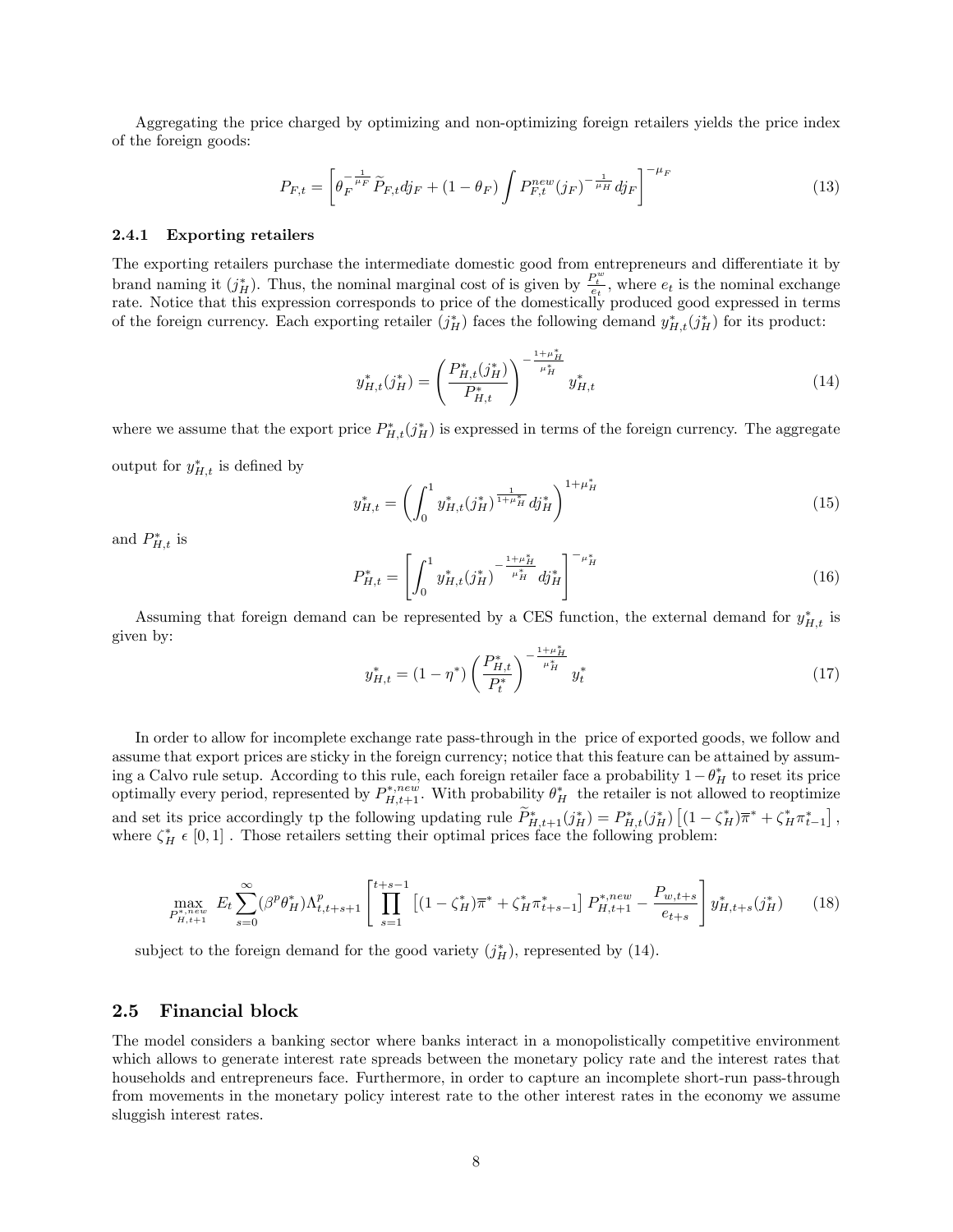Aggregating the price charged by optimizing and non-optimizing foreign retailers yields the price index of the foreign goods:

$$P_{F,t} = \left[ \theta_F^{-\frac{1}{\mu_F}} \widetilde{P}_{F,t} dj_F + (1 - \theta_F) \int P_{F,t}^{new}(j_F)^{-\frac{1}{\mu_H}} dj_F \right]^{-\mu_F} \tag{13}$$

### 2.4.1 Exporting retailers

The exporting retailers purchase the intermediate domestic good from entrepreneurs and differentiate it by brand naming it $(j_H^*)$. Thus, the nominal marginal cost of is given by $\frac{P_t^w}{e_t}$, where $e_t$ is the nominal exchange rate. Notice that this expression corresponds to price of the domestically produced good expressed in terms of the foreign currency. Each exporting retailer $(j_H^*)$ faces the following demand $y_{H,t}^*(j_H^*)$ for its product:

$$y_{H,t}^*(j_H^*) = \left( \frac{P_{H,t}^*(j_H^*)}{P_{H,t}^*} \right)^{-\frac{1+\mu_H^*}{\mu_H^*}} y_{H,t}^* \tag{14}$$

where we assume that the export price $P_{H,t}^*(j_H^*)$ is expressed in terms of the foreign currency. The aggregate output for $y_{H,t}^*$ is defined by

$$y_{H,t}^* = \left( \int_0^1 y_{H,t}^*(j_H^*)^{\frac{1}{1+\mu_H^*}} dj_H^* \right)^{1+\mu_H^*} \tag{15}$$

and $P_{H,t}^*$ is

$$P_{H,t}^* = \left[ \int_0^1 y_{H,t}^*(j_H^*)^{-\frac{1+\mu_H^*}{\mu_H^*}} dj_H^* \right]^{-\mu_H^*} \tag{16}$$

Assuming that foreign demand can be represented by a CES function, the external demand for $y_{H,t}^*$ is given by:

$$y_{H,t}^* = (1 - \eta^*) \left( \frac{P_{H,t}^*}{P_t^*} \right)^{-\frac{1+\mu_H^*}{\mu_H^*}} y_t^* \tag{17}$$

In order to allow for incomplete exchange rate pass-through in the price of exported goods, we follow and assume that export prices are sticky in the foreign currency; notice that this feature can be attained by assuming a Calvo rule setup. According to this rule, each foreign retailer face a probability $1 - \theta_H^*$ to reset its price optimally every period, represented by $P_{H,t+1}^{*,new}$. With probability $\theta_H^*$ the retailer is not allowed to reoptimize and set its price accordingly tp the following updating rule $\widetilde{P}_{H,t+1}^*(j_H^*) = P_{H,t}^*(j_H^*) \left[ (1 - \zeta_H^*) \overline{\pi}^* + \zeta_H^* \pi_{t-1}^* \right]$, where $\zeta_H^* \, \epsilon \, [0, 1]$ . Those retailers setting their optimal prices face the following problem:

$$\max_{P_{H,t+1}^{*,new}} E_t \sum_{s=0}^{\infty} (\beta^p \theta_H^*) \Lambda_{t,t+s+1}^p \left[ \prod_{s=1}^{t+s-1} \left[ (1 - \zeta_H^*) \overline{\pi}^* + \zeta_H^* \pi_{t+s-1}^* \right] P_{H,t+1}^{*,new} - \frac{P_{w,t+s}}{e_{t+s}} \right] y_{H,t+s}^*(j_H^*) \tag{18}$$

subject to the foreign demand for the good variety $(j_H^*)$, represented by (14).

## 2.5 Financial block

The model considers a banking sector where banks interact in a monopolistically competitive environment which allows to generate interest rate spreads between the monetary policy rate and the interest rates that households and entrepreneurs face. Furthermore, in order to capture an incomplete short-run pass-through from movements in the monetary policy interest rate to the other interest rates in the economy we assume sluggish interest rates.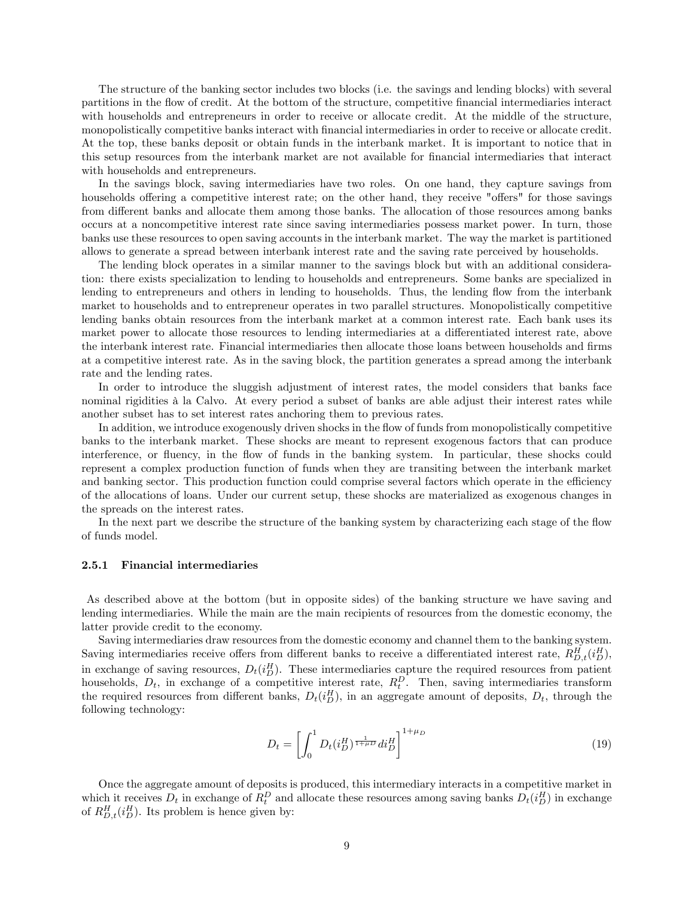The structure of the banking sector includes two blocks (i.e. the savings and lending blocks) with several partitions in the flow of credit. At the bottom of the structure, competitive financial intermediaries interact with households and entrepreneurs in order to receive or allocate credit. At the middle of the structure, monopolistically competitive banks interact with financial intermediaries in order to receive or allocate credit. At the top, these banks deposit or obtain funds in the interbank market. It is important to notice that in this setup resources from the interbank market are not available for financial intermediaries that interact with households and entrepreneurs.

In the savings block, saving intermediaries have two roles. On one hand, they capture savings from households offering a competitive interest rate; on the other hand, they receive "offers" for those savings from different banks and allocate them among those banks. The allocation of those resources among banks occurs at a noncompetitive interest rate since saving intermediaries possess market power. In turn, those banks use these resources to open saving accounts in the interbank market. The way the market is partitioned allows to generate a spread between interbank interest rate and the saving rate perceived by households.

The lending block operates in a similar manner to the savings block but with an additional consideration: there exists specialization to lending to households and entrepreneurs. Some banks are specialized in lending to entrepreneurs and others in lending to households. Thus, the lending flow from the interbank market to households and to entrepreneur operates in two parallel structures. Monopolistically competitive lending banks obtain resources from the interbank market at a common interest rate. Each bank uses its market power to allocate those resources to lending intermediaries at a differentiated interest rate, above the interbank interest rate. Financial intermediaries then allocate those loans between households and firms at a competitive interest rate. As in the saving block, the partition generates a spread among the interbank rate and the lending rates.

In order to introduce the sluggish adjustment of interest rates, the model considers that banks face nominal rigidities à la Calvo. At every period a subset of banks are able adjust their interest rates while another subset has to set interest rates anchoring them to previous rates.

In addition, we introduce exogenously driven shocks in the flow of funds from monopolistically competitive banks to the interbank market. These shocks are meant to represent exogenous factors that can produce interference, or fluency, in the flow of funds in the banking system. In particular, these shocks could represent a complex production function of funds when they are transiting between the interbank market and banking sector. This production function could comprise several factors which operate in the efficiency of the allocations of loans. Under our current setup, these shocks are materialized as exogenous changes in the spreads on the interest rates.

In the next part we describe the structure of the banking system by characterizing each stage of the flow of funds model.

### 2.5.1 Financial intermediaries

As described above at the bottom (but in opposite sides) of the banking structure we have saving and lending intermediaries. While the main are the main recipients of resources from the domestic economy, the latter provide credit to the economy.

Saving intermediaries draw resources from the domestic economy and channel them to the banking system. Saving intermediaries receive offers from different banks to receive a differentiated interest rate, $R^H_{D,t}(i^H_D)$, in exchange of saving resources, $D_t(i^H_D)$. These intermediaries capture the required resources from patient households, $D_t$, in exchange of a competitive interest rate, $R^D_t$. Then, saving intermediaries transform the required resources from different banks, $D_t(i^H_D)$, in an aggregate amount of deposits, $D_t$, through the following technology:

$$D_t = \left[ \int_0^1 D_t(i^H_D)^{\frac{1}{1+\mu D}} di^H_D \right]^{1+\mu_D} \tag{19}$$

Once the aggregate amount of deposits is produced, this intermediary interacts in a competitive market in which it receives $D_t$ in exchange of $R^D_t$ and allocate these resources among saving banks $D_t(i^H_D)$ in exchange of $R^H_{D,t}(i^H_D)$. Its problem is hence given by: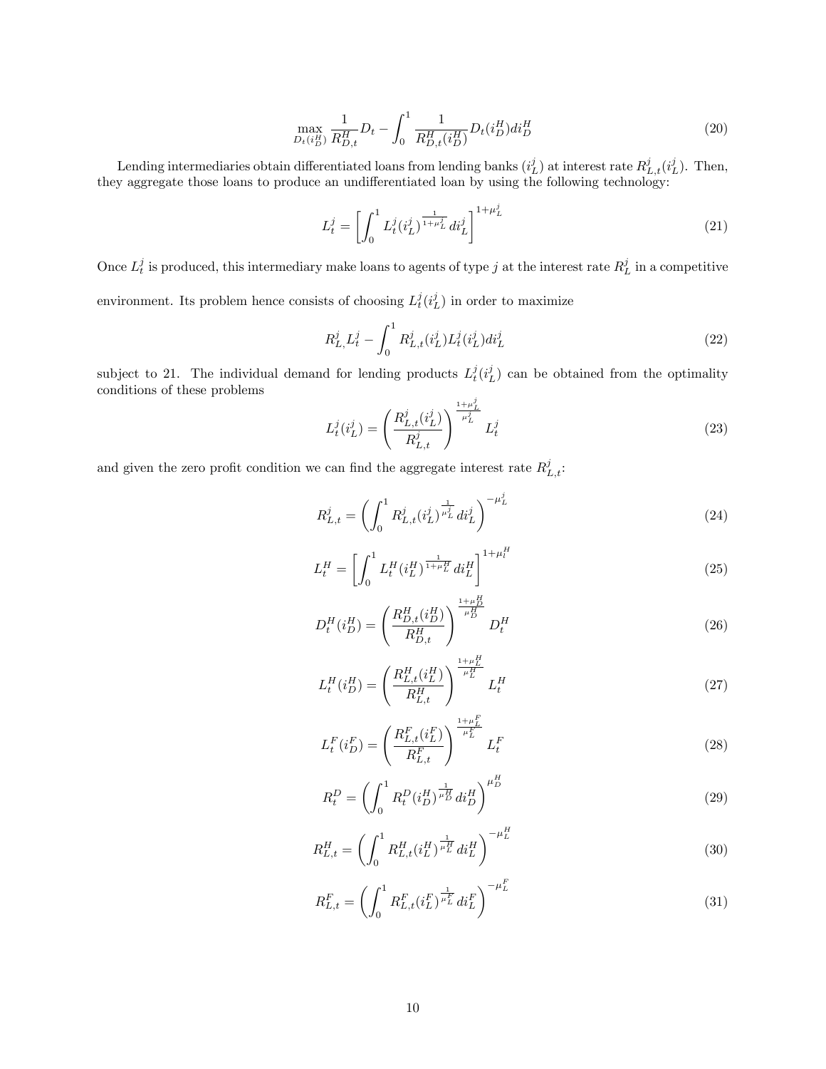$$\max_{D_t(i_D^H)} \frac{1}{R_{D,t}^H} D_t - \int_0^1 \frac{1}{R_{D,t}^H(i_D^H)} D_t(i_D^H) di_D^H \tag{20}$$

Lending intermediaries obtain differentiated loans from lending banks ($i_L^j$) at interest rate $R_{L,t}^j(i_L^j)$. Then, they aggregate those loans to produce an undifferentiated loan by using the following technology:

$$L_t^j = \left[ \int_0^1 L_t^j(i_L^j)^{\frac{1}{1+\mu_L^j}} di_L^j \right]^{1+\mu_L^j} \tag{21}$$

Once $L_t^j$ is produced, this intermediary make loans to agents of type $j$ at the interest rate $R_L^j$ in a competitive environment. Its problem hence consists of choosing $L_t^j(i_L^j)$ in order to maximize

$$R_{L,}^j L_t^j - \int_0^1 R_{L,t}^j(i_L^j) L_t^j(i_L^j) di_L^j \tag{22}$$

subject to 21. The individual demand for lending products $L_t^j(i_L^j)$ can be obtained from the optimality conditions of these problems

$$L_t^j(i_L^j) = \left( \frac{R_{L,t}^j(i_L^j)}{R_{L,t}^j} \right)^{\frac{1+\mu_L^j}{\mu_L^j}} L_t^j \tag{23}$$

and given the zero profit condition we can find the aggregate interest rate $R_{L,t}^j$:

$$R_{L,t}^j = \left( \int_0^1 R_{L,t}^j(i_L^j)^{\frac{1}{\mu_L^j}} di_L^j \right)^{-\mu_L^j} \tag{24}$$

$$L_t^H = \left[ \int_0^1 L_t^H(i_L^H)^{\frac{1}{1+\mu_L^H}} di_L^H \right]^{1+\mu_l^H} \tag{25}$$

$$D_t^H(i_D^H) = \left( \frac{R_{D,t}^H(i_D^H)}{R_{D,t}^H} \right)^{\frac{1+\mu_D^H}{\mu_D^H}} D_t^H \tag{26}$$

$$L_t^H(i_D^H) = \left( \frac{R_{L,t}^H(i_L^H)}{R_{L,t}^H} \right)^{\frac{1+\mu_L^H}{\mu_L^H}} L_t^H \tag{27}$$

$$L_t^F(i_D^F) = \left( \frac{R_{L,t}^F(i_L^F)}{R_{L,t}^F} \right)^{\frac{1+\mu_L^F}{\mu_L^F}} L_t^F \tag{28}$$

$$R_t^D = \left( \int_0^1 R_t^D(i_D^H)^{\frac{1}{\mu_D^H}} di_D^H \right)^{\mu_D^H} \tag{29}$$

$$R_{L,t}^H = \left( \int_0^1 R_{L,t}^H(i_L^H)^{\frac{1}{\mu_L^H}} di_L^H \right)^{-\mu_L^H} \tag{30}$$

$$R_{L,t}^F = \left( \int_0^1 R_{L,t}^F(i_L^F)^{\frac{1}{\mu_L^F}} di_L^F \right)^{-\mu_L^F} \tag{31}$$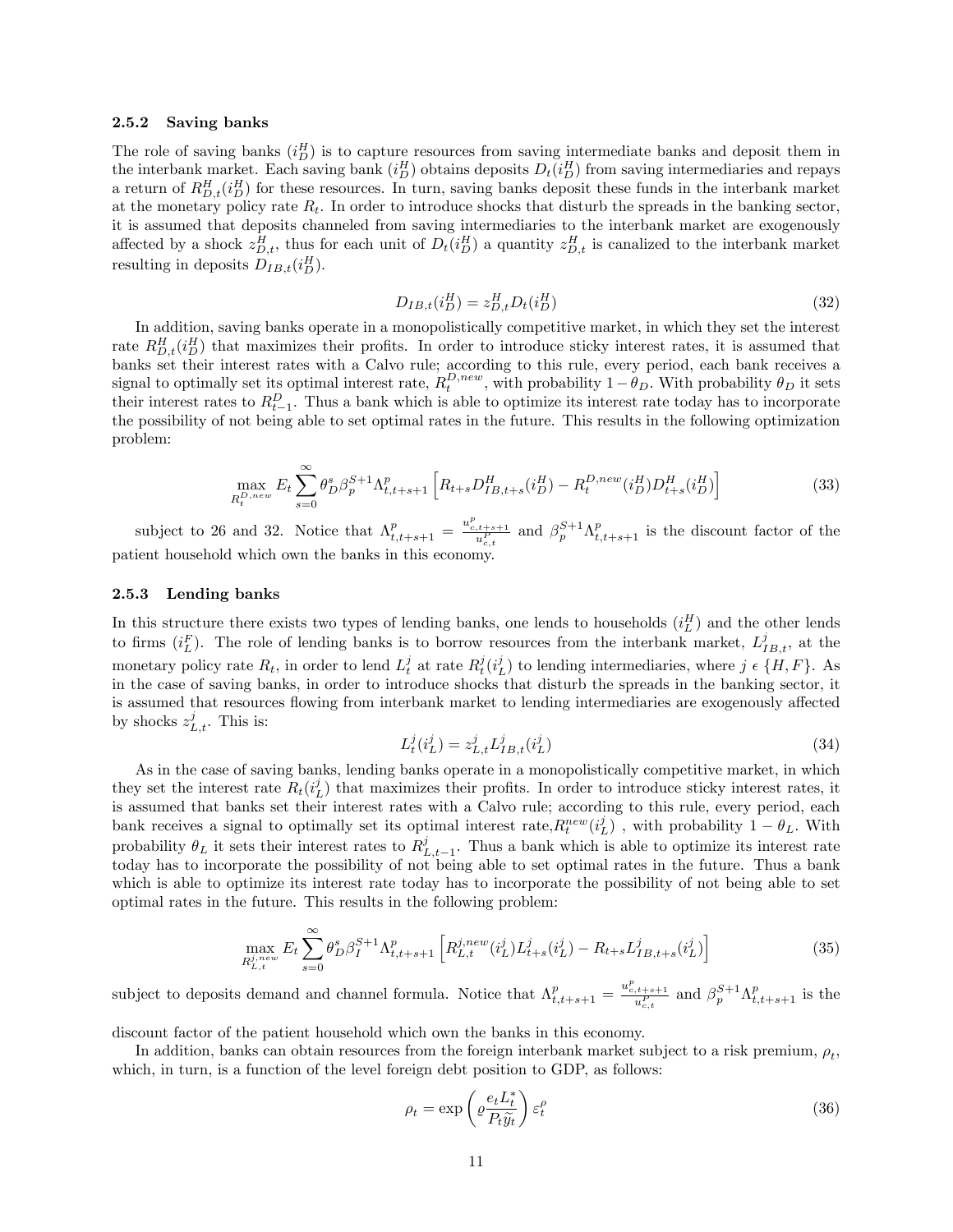### 2.5.2 Saving banks

The role of saving banks ($i_D^H$) is to capture resources from saving intermediate banks and deposit them in the interbank market. Each saving bank ($i_D^H$) obtains deposits $D_t(i_D^H)$ from saving intermediaries and repays a return of $R_{D,t}^H(i_D^H)$ for these resources. In turn, saving banks deposit these funds in the interbank market at the monetary policy rate $R_t$. In order to introduce shocks that disturb the spreads in the banking sector, it is assumed that deposits channeled from saving intermediaries to the interbank market are exogenously affected by a shock $z_{D,t}^H$, thus for each unit of $D_t(i_D^H)$ a quantity $z_{D,t}^H$ is canalized to the interbank market resulting in deposits $D_{IB,t}(i_D^H)$.

$$D_{IB,t}(i_D^H) = z_{D,t}^H D_t(i_D^H) \tag{32}$$

In addition, saving banks operate in a monopolistically competitive market, in which they set the interest rate $R_{D,t}^H(i_D^H)$ that maximizes their profits. In order to introduce sticky interest rates, it is assumed that banks set their interest rates with a Calvo rule; according to this rule, every period, each bank receives a signal to optimally set its optimal interest rate, $R_t^{D,new}$, with probability $1-\theta_D$. With probability $\theta_D$ it sets their interest rates to $R_{t-1}^D$. Thus a bank which is able to optimize its interest rate today has to incorporate the possibility of not being able to set optimal rates in the future. This results in the following optimization problem:

$$\max_{R_t^{D,new}} E_t \sum_{s=0}^{\infty} \theta_D^s \beta_p^{S+1} \Lambda_{t,t+s+1}^p \left[ R_{t+s} D_{IB,t+s}^H(i_D^H) - R_t^{D,new}(i_D^H) D_{t+s}^H(i_D^H) \right] \tag{33}$$

subject to 26 and 32. Notice that $\Lambda_{t,t+s+1}^p = \frac{u_{c,t+s+1}^p}{u_{c,t}^P}$ and $\beta_p^{S+1}\Lambda_{t,t+s+1}^p$ is the discount factor of the patient household which own the banks in this economy.

### 2.5.3 Lending banks

In this structure there exists two types of lending banks, one lends to households ($i_L^H$) and the other lends to firms ($i_L^F$). The role of lending banks is to borrow resources from the interbank market, $L_{IB,t}^j$, at the monetary policy rate $R_t$, in order to lend $L_t^j$ at rate $R_t^j(i_L^j)$ to lending intermediaries, where $j \in \{H, F\}$. As in the case of saving banks, in order to introduce shocks that disturb the spreads in the banking sector, it is assumed that resources flowing from interbank market to lending intermediaries are exogenously affected by shocks $z_{L,t}^j$. This is:

$$L_t^j(i_L^j) = z_{L,t}^j L_{IB,t}^j(i_L^j) \tag{34}$$

As in the case of saving banks, lending banks operate in a monopolistically competitive market, in which they set the interest rate $R_t(i_L^j)$ that maximizes their profits. In order to introduce sticky interest rates, it is assumed that banks set their interest rates with a Calvo rule; according to this rule, every period, each bank receives a signal to optimally set its optimal interest rate,$R_t^{new}(i_L^j)$ , with probability $1-\theta_L$. With probability $\theta_L$ it sets their interest rates to $R_{L,t-1}^j$. Thus a bank which is able to optimize its interest rate today has to incorporate the possibility of not being able to set optimal rates in the future. Thus a bank which is able to optimize its interest rate today has to incorporate the possibility of not being able to set optimal rates in the future. This results in the following problem:

$$\max_{R_{L,t}^{j,new}} E_t \sum_{s=0}^{\infty} \theta_D^s \beta_I^{S+1} \Lambda_{t,t+s+1}^p \left[ R_{L,t}^{j,new}(i_L^j) L_{t+s}^j(i_L^j) - R_{t+s} L_{IB,t+s}^j(i_L^j) \right] \tag{35}$$

subject to deposits demand and channel formula. Notice that $\Lambda_{t,t+s+1}^p = \frac{u_{c,t+s+1}^p}{u_{c,t}^P}$ and $\beta_p^{S+1}\Lambda_{t,t+s+1}^p$ is the discount factor of the patient household which own the banks in this economy.

In addition, banks can obtain resources from the foreign interbank market subject to a risk premium, $\rho_t$, which, in turn, is a function of the level foreign debt position to GDP, as follows:

$$\rho_t = \exp\left( \varrho \frac{e_t L_t^*}{P_t \widetilde{y}_t} \right) \varepsilon_t^{\rho} \tag{36}$$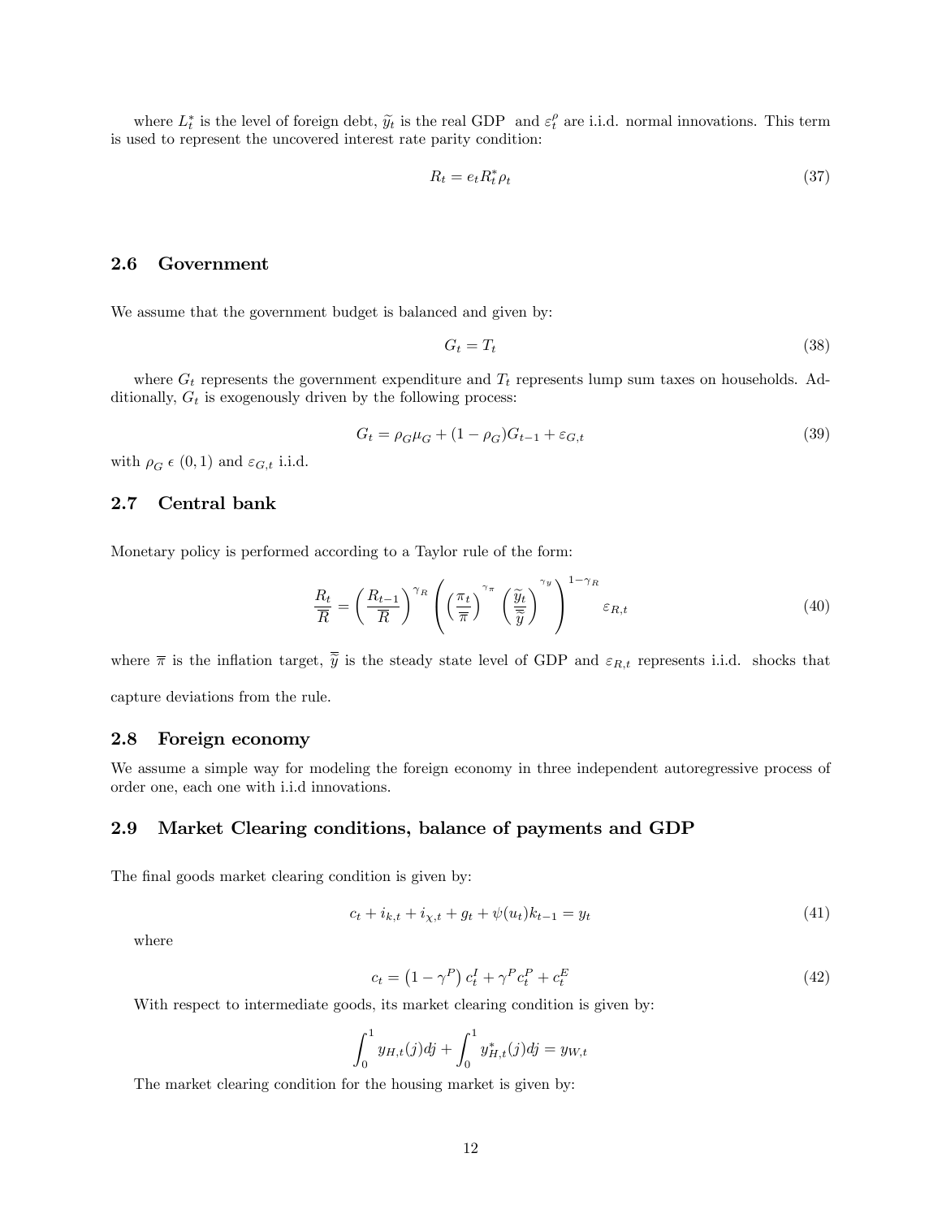where $L_t^*$ is the level of foreign debt, $\widetilde{y}_t$ is the real GDP and $\varepsilon_t^{\rho}$ are i.i.d. normal innovations. This term is used to represent the uncovered interest rate parity condition:

$$R_t = e_t R_t^* \rho_t \tag{37}$$

### 2.6 Government

We assume that the government budget is balanced and given by:

$$G_t = T_t \tag{38}$$

where $G_t$ represents the government expenditure and $T_t$ represents lump sum taxes on households. Additionally, $G_t$ is exogenously driven by the following process:

$$G_t = \rho_G \mu_G + (1 - \rho_G) G_{t-1} + \varepsilon_{G,t} \tag{39}$$

with $\rho_G \in (0, 1)$ and $\varepsilon_{G,t}$ i.i.d.

### 2.7 Central bank

Monetary policy is performed according to a Taylor rule of the form:

$$\frac{R_t}{\overline{R}} = \left(\frac{R_{t-1}}{\overline{R}}\right)^{\gamma_R} \left( \left(\frac{\pi_t}{\overline{\pi}}\right)^{\gamma_\pi} \left(\frac{\widetilde{y}_t}{\overline{\widetilde{y}}}\right)^{\gamma_y} \right)^{1-\gamma_R} \varepsilon_{R,t} \tag{40}$$

where $\overline{\pi}$ is the inflation target, $\overline{\widetilde{y}}$ is the steady state level of GDP and $\varepsilon_{R,t}$ represents i.i.d. shocks that capture deviations from the rule.

### 2.8 Foreign economy

We assume a simple way for modeling the foreign economy in three independent autoregressive process of order one, each one with i.i.d innovations.

### 2.9 Market Clearing conditions, balance of payments and GDP

The final goods market clearing condition is given by:

$$c_t + i_{k,t} + i_{\chi,t} + g_t + \psi(u_t) k_{t-1} = y_t \tag{41}$$

where

$$c_t = \left(1 - \gamma^P\right) c_t^I + \gamma^P c_t^P + c_t^E \tag{42}$$

With respect to intermediate goods, its market clearing condition is given by:

$$\int_0^1 y_{H,t}(j) dj + \int_0^1 y_{H,t}^*(j) dj = y_{W,t}$$

The market clearing condition for the housing market is given by: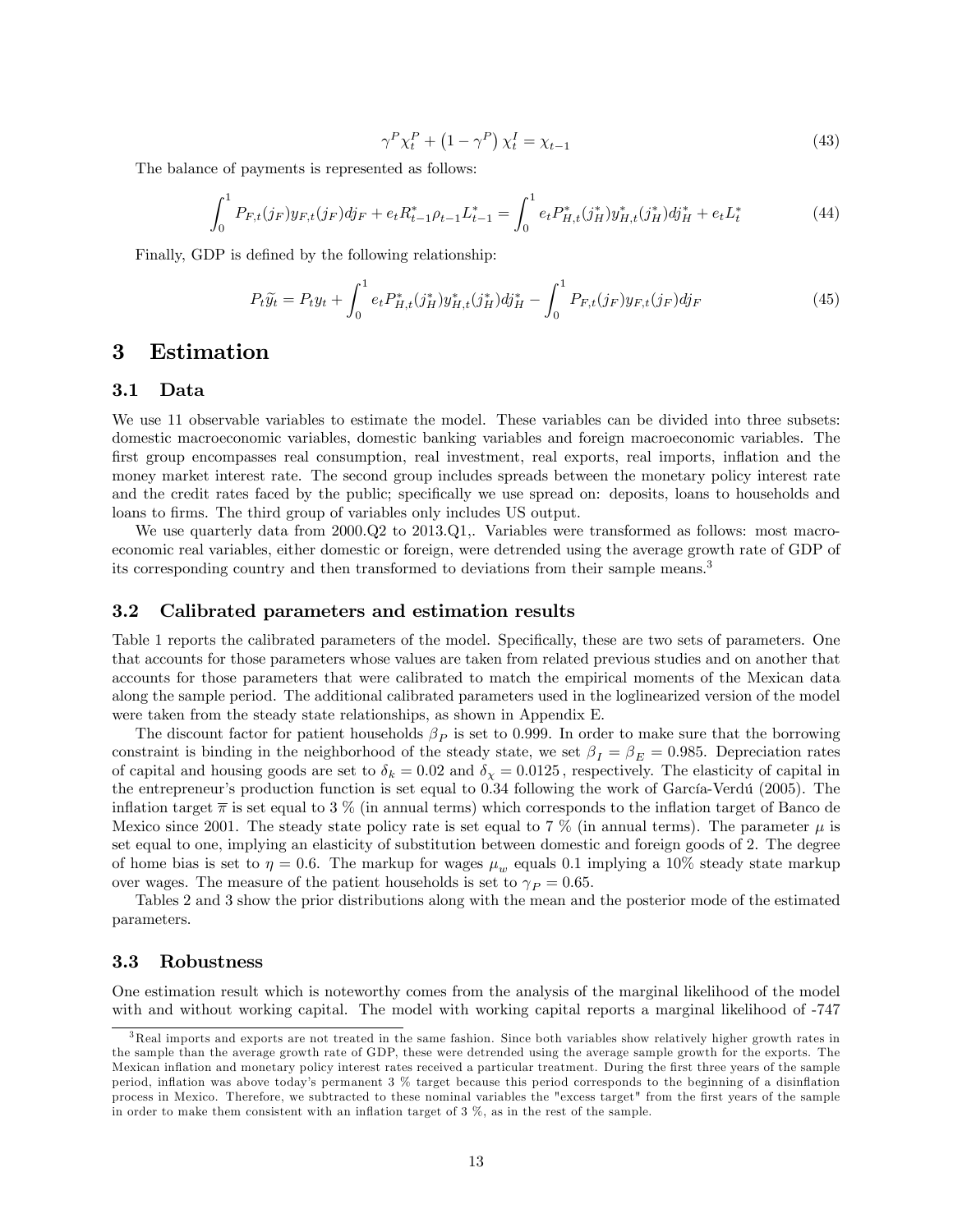$$\gamma^P \chi_t^P + \left(1 - \gamma^P\right) \chi_t^I = \chi_{t-1} \tag{43}$$

The balance of payments is represented as follows:

$$\int_0^1 P_{F,t}(j_F) y_{F,t}(j_F) dj_F + e_t R_{t-1}^* \rho_{t-1} L_{t-1}^* = \int_0^1 e_t P_{H,t}^*(j_H^*) y_{H,t}^*(j_H^*) dj_H^* + e_t L_t^* \tag{44}$$

Finally, GDP is defined by the following relationship:

$$P_t \widetilde{y}_t = P_t y_t + \int_0^1 e_t P_{H,t}^*(j_H^*) y_{H,t}^*(j_H^*) dj_H^* - \int_0^1 P_{F,t}(j_F) y_{F,t}(j_F) dj_F \tag{45}$$

# 3 Estimation

## 3.1 Data

We use 11 observable variables to estimate the model. These variables can be divided into three subsets: domestic macroeconomic variables, domestic banking variables and foreign macroeconomic variables. The first group encompasses real consumption, real investment, real exports, real imports, inflation and the money market interest rate. The second group includes spreads between the monetary policy interest rate and the credit rates faced by the public; specifically we use spread on: deposits, loans to households and loans to firms. The third group of variables only includes US output.

We use quarterly data from 2000.Q2 to 2013.Q1,. Variables were transformed as follows: most macroeconomic real variables, either domestic or foreign, were detrended using the average growth rate of GDP of its corresponding country and then transformed to deviations from their sample means.[3]

## 3.2 Calibrated parameters and estimation results

Table 1 reports the calibrated parameters of the model. Specifically, these are two sets of parameters. One that accounts for those parameters whose values are taken from related previous studies and on another that accounts for those parameters that were calibrated to match the empirical moments of the Mexican data along the sample period. The additional calibrated parameters used in the loglinearized version of the model were taken from the steady state relationships, as shown in Appendix E.

The discount factor for patient households $\beta_P$ is set to 0.999. In order to make sure that the borrowing constraint is binding in the neighborhood of the steady state, we set $\beta_I = \beta_E = 0.985$. Depreciation rates of capital and housing goods are set to $\delta_k = 0.02$ and $\delta_\chi = 0.0125$, respectively. The elasticity of capital in the entrepreneur's production function is set equal to 0.34 following the work of García-Verdú (2005). The inflation target $\overline{\pi}$ is set equal to 3 % (in annual terms) which corresponds to the inflation target of Banco de Mexico since 2001. The steady state policy rate is set equal to 7 % (in annual terms). The parameter $\mu$ is set equal to one, implying an elasticity of substitution between domestic and foreign goods of 2. The degree of home bias is set to $\eta = 0.6$. The markup for wages $\mu_w$ equals 0.1 implying a 10% steady state markup over wages. The measure of the patient households is set to $\gamma_P = 0.65$.

Tables 2 and 3 show the prior distributions along with the mean and the posterior mode of the estimated parameters.

## 3.3 Robustness

One estimation result which is noteworthy comes from the analysis of the marginal likelihood of the model with and without working capital. The model with working capital reports a marginal likelihood of -747

---

[3] Real imports and exports are not treated in the same fashion. Since both variables show relatively higher growth rates in the sample than the average growth rate of GDP, these were detrended using the average sample growth for the exports. The Mexican inflation and monetary policy interest rates received a particular treatment. During the first three years of the sample period, inflation was above today's permanent 3 % target because this period corresponds to the beginning of a disinflation process in Mexico. Therefore, we subtracted to these nominal variables the "excess target" from the first years of the sample in order to make them consistent with an inflation target of 3 %, as in the rest of the sample.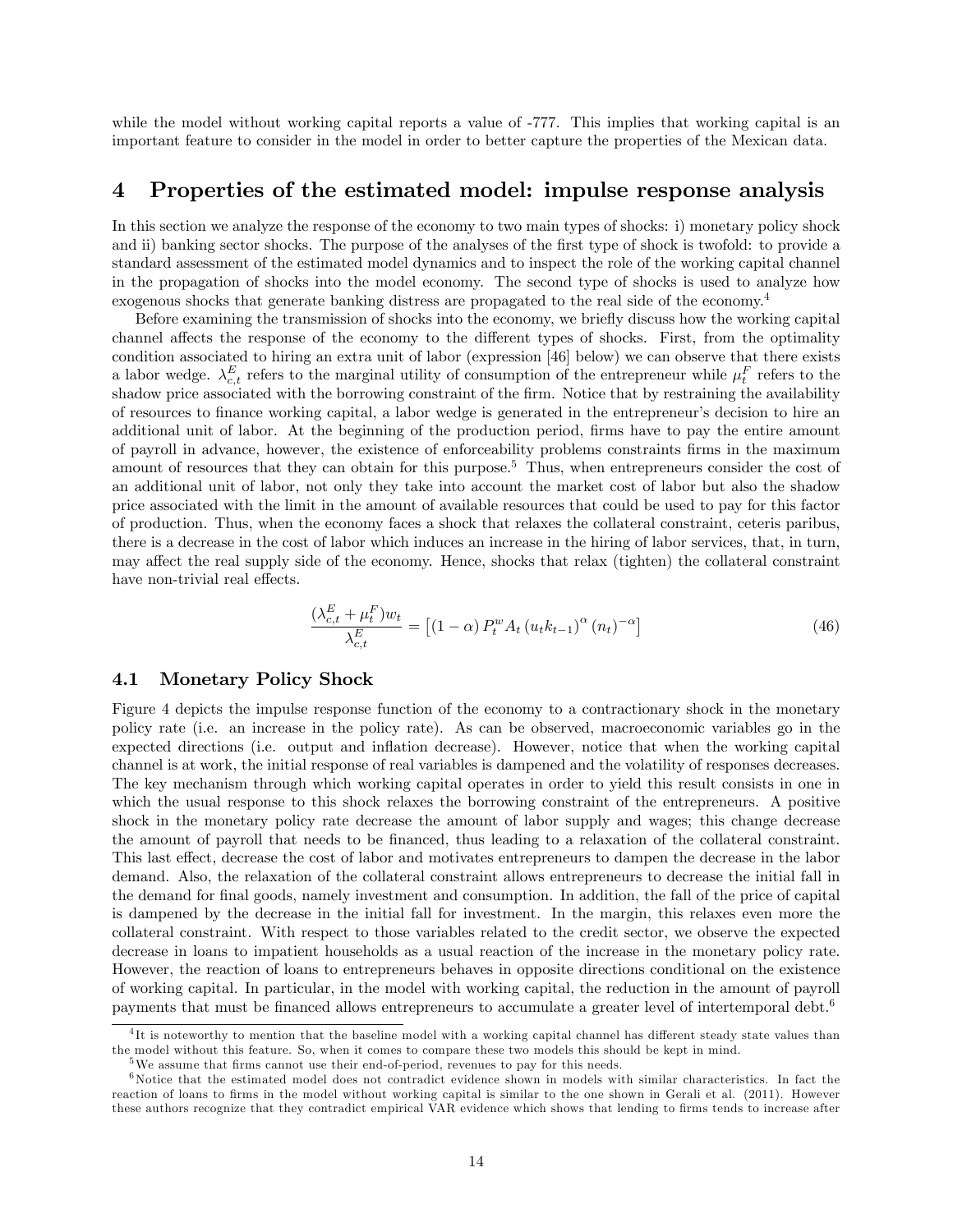while the model without working capital reports a value of -777. This implies that working capital is an important feature to consider in the model in order to better capture the properties of the Mexican data.

# 4 Properties of the estimated model: impulse response analysis

In this section we analyze the response of the economy to two main types of shocks: i) monetary policy shock and ii) banking sector shocks. The purpose of the analyses of the first type of shock is twofold: to provide a standard assessment of the estimated model dynamics and to inspect the role of the working capital channel in the propagation of shocks into the model economy. The second type of shocks is used to analyze how exogenous shocks that generate banking distress are propagated to the real side of the economy.[4]

Before examining the transmission of shocks into the economy, we briefly discuss how the working capital channel affects the response of the economy to the different types of shocks. First, from the optimality condition associated to hiring an extra unit of labor (expression [46] below) we can observe that there exists a labor wedge. $\lambda^E_{c,t}$ refers to the marginal utility of consumption of the entrepreneur while $\mu^F_t$ refers to the shadow price associated with the borrowing constraint of the firm. Notice that by restraining the availability of resources to finance working capital, a labor wedge is generated in the entrepreneur's decision to hire an additional unit of labor. At the beginning of the production period, firms have to pay the entire amount of payroll in advance, however, the existence of enforceability problems constraints firms in the maximum amount of resources that they can obtain for this purpose.[5] Thus, when entrepreneurs consider the cost of an additional unit of labor, not only they take into account the market cost of labor but also the shadow price associated with the limit in the amount of available resources that could be used to pay for this factor of production. Thus, when the economy faces a shock that relaxes the collateral constraint, ceteris paribus, there is a decrease in the cost of labor which induces an increase in the hiring of labor services, that, in turn, may affect the real supply side of the economy. Hence, shocks that relax (tighten) the collateral constraint have non-trivial real effects.

$$\frac{(\lambda^E_{c,t} + \mu^F_t)w_t}{\lambda^E_{c,t}} = \left[(1-\alpha)\, P^w_t A_t \left(u_t k_{t-1}\right)^{\alpha} (n_t)^{-\alpha}\right] \tag{46}$$

## 4.1 Monetary Policy Shock

Figure 4 depicts the impulse response function of the economy to a contractionary shock in the monetary policy rate (i.e. an increase in the policy rate). As can be observed, macroeconomic variables go in the expected directions (i.e. output and inflation decrease). However, notice that when the working capital channel is at work, the initial response of real variables is dampened and the volatility of responses decreases. The key mechanism through which working capital operates in order to yield this result consists in one in which the usual response to this shock relaxes the borrowing constraint of the entrepreneurs. A positive shock in the monetary policy rate decrease the amount of labor supply and wages; this change decrease the amount of payroll that needs to be financed, thus leading to a relaxation of the collateral constraint. This last effect, decrease the cost of labor and motivates entrepreneurs to dampen the decrease in the labor demand. Also, the relaxation of the collateral constraint allows entrepreneurs to decrease the initial fall in the demand for final goods, namely investment and consumption. In addition, the fall of the price of capital is dampened by the decrease in the initial fall for investment. In the margin, this relaxes even more the collateral constraint. With respect to those variables related to the credit sector, we observe the expected decrease in loans to impatient households as a usual reaction of the increase in the monetary policy rate. However, the reaction of loans to entrepreneurs behaves in opposite directions conditional on the existence of working capital. In particular, in the model with working capital, the reduction in the amount of payroll payments that must be financed allows entrepreneurs to accumulate a greater level of intertemporal debt.[6]

[4] It is noteworthy to mention that the baseline model with a working capital channel has different steady state values than the model without this feature. So, when it comes to compare these two models this should be kept in mind.

[5] We assume that firms cannot use their end-of-period, revenues to pay for this needs.

[6] Notice that the estimated model does not contradict evidence shown in models with similar characteristics. In fact the reaction of loans to firms in the model without working capital is similar to the one shown in Gerali et al. (2011). However these authors recognize that they contradict empirical VAR evidence which shows that lending to firms tends to increase after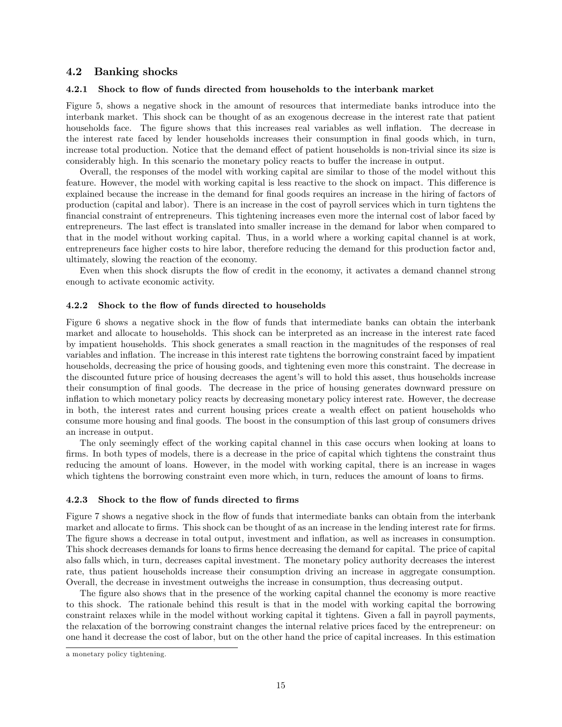### 4.2 Banking shocks

#### 4.2.1 Shock to flow of funds directed from households to the interbank market

Figure 5, shows a negative shock in the amount of resources that intermediate banks introduce into the interbank market. This shock can be thought of as an exogenous decrease in the interest rate that patient households face. The figure shows that this increases real variables as well inflation. The decrease in the interest rate faced by lender households increases their consumption in final goods which, in turn, increase total production. Notice that the demand effect of patient households is non-trivial since its size is considerably high. In this scenario the monetary policy reacts to buffer the increase in output.

Overall, the responses of the model with working capital are similar to those of the model without this feature. However, the model with working capital is less reactive to the shock on impact. This difference is explained because the increase in the demand for final goods requires an increase in the hiring of factors of production (capital and labor). There is an increase in the cost of payroll services which in turn tightens the financial constraint of entrepreneurs. This tightening increases even more the internal cost of labor faced by entrepreneurs. The last effect is translated into smaller increase in the demand for labor when compared to that in the model without working capital. Thus, in a world where a working capital channel is at work, entrepreneurs face higher costs to hire labor, therefore reducing the demand for this production factor and, ultimately, slowing the reaction of the economy.

Even when this shock disrupts the flow of credit in the economy, it activates a demand channel strong enough to activate economic activity.

#### 4.2.2 Shock to the flow of funds directed to households

Figure 6 shows a negative shock in the flow of funds that intermediate banks can obtain the interbank market and allocate to households. This shock can be interpreted as an increase in the interest rate faced by impatient households. This shock generates a small reaction in the magnitudes of the responses of real variables and inflation. The increase in this interest rate tightens the borrowing constraint faced by impatient households, decreasing the price of housing goods, and tightening even more this constraint. The decrease in the discounted future price of housing decreases the agent's will to hold this asset, thus households increase their consumption of final goods. The decrease in the price of housing generates downward pressure on inflation to which monetary policy reacts by decreasing monetary policy interest rate. However, the decrease in both, the interest rates and current housing prices create a wealth effect on patient households who consume more housing and final goods. The boost in the consumption of this last group of consumers drives an increase in output.

The only seemingly effect of the working capital channel in this case occurs when looking at loans to firms. In both types of models, there is a decrease in the price of capital which tightens the constraint thus reducing the amount of loans. However, in the model with working capital, there is an increase in wages which tightens the borrowing constraint even more which, in turn, reduces the amount of loans to firms.

#### 4.2.3 Shock to the flow of funds directed to firms

Figure 7 shows a negative shock in the flow of funds that intermediate banks can obtain from the interbank market and allocate to firms. This shock can be thought of as an increase in the lending interest rate for firms. The figure shows a decrease in total output, investment and inflation, as well as increases in consumption. This shock decreases demands for loans to firms hence decreasing the demand for capital. The price of capital also falls which, in turn, decreases capital investment. The monetary policy authority decreases the interest rate, thus patient households increase their consumption driving an increase in aggregate consumption. Overall, the decrease in investment outweighs the increase in consumption, thus decreasing output.

The figure also shows that in the presence of the working capital channel the economy is more reactive to this shock. The rationale behind this result is that in the model with working capital the borrowing constraint relaxes while in the model without working capital it tightens. Given a fall in payroll payments, the relaxation of the borrowing constraint changes the internal relative prices faced by the entrepreneur: on one hand it decrease the cost of labor, but on the other hand the price of capital increases. In this estimation

---

a monetary policy tightening.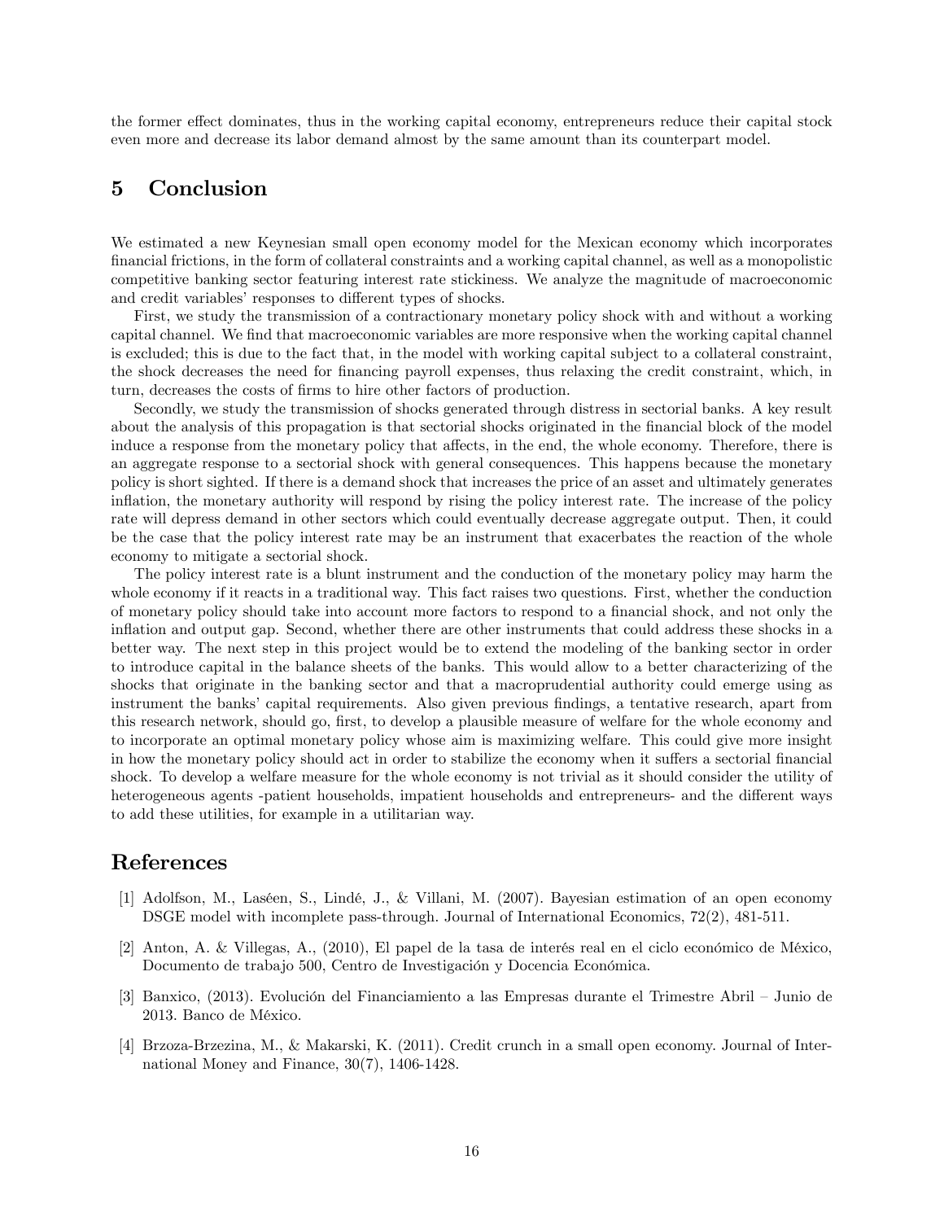the former effect dominates, thus in the working capital economy, entrepreneurs reduce their capital stock even more and decrease its labor demand almost by the same amount than its counterpart model.

# 5 Conclusion

We estimated a new Keynesian small open economy model for the Mexican economy which incorporates financial frictions, in the form of collateral constraints and a working capital channel, as well as a monopolistic competitive banking sector featuring interest rate stickiness. We analyze the magnitude of macroeconomic and credit variables' responses to different types of shocks.

First, we study the transmission of a contractionary monetary policy shock with and without a working capital channel. We find that macroeconomic variables are more responsive when the working capital channel is excluded; this is due to the fact that, in the model with working capital subject to a collateral constraint, the shock decreases the need for financing payroll expenses, thus relaxing the credit constraint, which, in turn, decreases the costs of firms to hire other factors of production.

Secondly, we study the transmission of shocks generated through distress in sectorial banks. A key result about the analysis of this propagation is that sectorial shocks originated in the financial block of the model induce a response from the monetary policy that affects, in the end, the whole economy. Therefore, there is an aggregate response to a sectorial shock with general consequences. This happens because the monetary policy is short sighted. If there is a demand shock that increases the price of an asset and ultimately generates inflation, the monetary authority will respond by rising the policy interest rate. The increase of the policy rate will depress demand in other sectors which could eventually decrease aggregate output. Then, it could be the case that the policy interest rate may be an instrument that exacerbates the reaction of the whole economy to mitigate a sectorial shock.

The policy interest rate is a blunt instrument and the conduction of the monetary policy may harm the whole economy if it reacts in a traditional way. This fact raises two questions. First, whether the conduction of monetary policy should take into account more factors to respond to a financial shock, and not only the inflation and output gap. Second, whether there are other instruments that could address these shocks in a better way. The next step in this project would be to extend the modeling of the banking sector in order to introduce capital in the balance sheets of the banks. This would allow to a better characterizing of the shocks that originate in the banking sector and that a macroprudential authority could emerge using as instrument the banks' capital requirements. Also given previous findings, a tentative research, apart from this research network, should go, first, to develop a plausible measure of welfare for the whole economy and to incorporate an optimal monetary policy whose aim is maximizing welfare. This could give more insight in how the monetary policy should act in order to stabilize the economy when it suffers a sectorial financial shock. To develop a welfare measure for the whole economy is not trivial as it should consider the utility of heterogeneous agents -patient households, impatient households and entrepreneurs- and the different ways to add these utilities, for example in a utilitarian way.

# References

[1] Adolfson, M., Laséen, S., Lindé, J., & Villani, M. (2007). Bayesian estimation of an open economy DSGE model with incomplete pass-through. Journal of International Economics, 72(2), 481-511.

[2] Anton, A. & Villegas, A., (2010), El papel de la tasa de interés real en el ciclo económico de México, Documento de trabajo 500, Centro de Investigación y Docencia Económica.

[3] Banxico, (2013). Evolución del Financiamiento a las Empresas durante el Trimestre Abril – Junio de 2013. Banco de México.

[4] Brzoza-Brzezina, M., & Makarski, K. (2011). Credit crunch in a small open economy. Journal of International Money and Finance, 30(7), 1406-1428.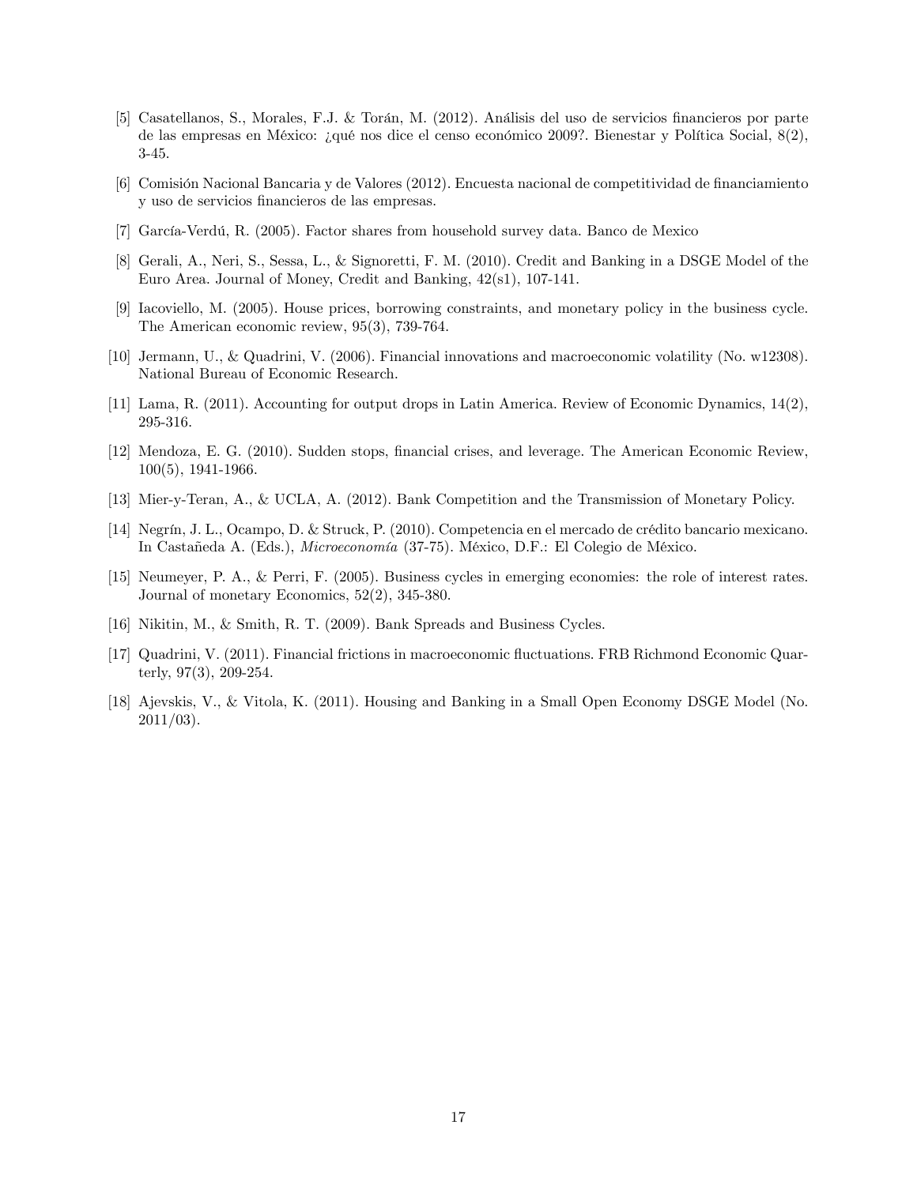[5] Casatellanos, S., Morales, F.J. & Torán, M. (2012). Análisis del uso de servicios financieros por parte de las empresas en México: ¿qué nos dice el censo económico 2009?. Bienestar y Política Social, 8(2), 3-45.

[6] Comisión Nacional Bancaria y de Valores (2012). Encuesta nacional de competitividad de financiamiento y uso de servicios financieros de las empresas.

[7] García-Verdú, R. (2005). Factor shares from household survey data. Banco de Mexico

[8] Gerali, A., Neri, S., Sessa, L., & Signoretti, F. M. (2010). Credit and Banking in a DSGE Model of the Euro Area. Journal of Money, Credit and Banking, 42(s1), 107-141.

[9] Iacoviello, M. (2005). House prices, borrowing constraints, and monetary policy in the business cycle. The American economic review, 95(3), 739-764.

[10] Jermann, U., & Quadrini, V. (2006). Financial innovations and macroeconomic volatility (No. w12308). National Bureau of Economic Research.

[11] Lama, R. (2011). Accounting for output drops in Latin America. Review of Economic Dynamics, 14(2), 295-316.

[12] Mendoza, E. G. (2010). Sudden stops, financial crises, and leverage. The American Economic Review, 100(5), 1941-1966.

[13] Mier-y-Teran, A., & UCLA, A. (2012). Bank Competition and the Transmission of Monetary Policy.

[14] Negrín, J. L., Ocampo, D. & Struck, P. (2010). Competencia en el mercado de crédito bancario mexicano. In Castañeda A. (Eds.), *Microeconomía* (37-75). México, D.F.: El Colegio de México.

[15] Neumeyer, P. A., & Perri, F. (2005). Business cycles in emerging economies: the role of interest rates. Journal of monetary Economics, 52(2), 345-380.

[16] Nikitin, M., & Smith, R. T. (2009). Bank Spreads and Business Cycles.

[17] Quadrini, V. (2011). Financial frictions in macroeconomic fluctuations. FRB Richmond Economic Quarterly, 97(3), 209-254.

[18] Ajevskis, V., & Vitola, K. (2011). Housing and Banking in a Small Open Economy DSGE Model (No. 2011/03).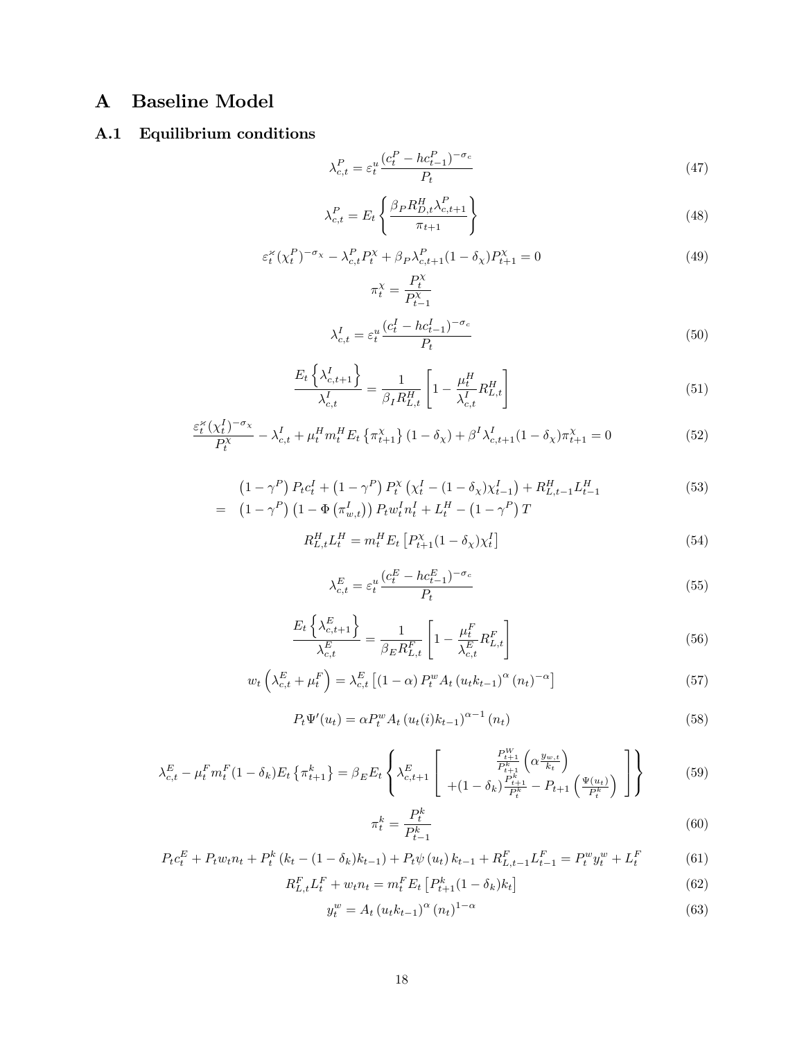# A Baseline Model

## A.1 Equilibrium conditions

$$\lambda_{c,t}^{P} = \varepsilon_t^u \frac{(c_t^P - hc_{t-1}^P)^{-\sigma_c}}{P_t} \tag{47}$$

$$\lambda_{c,t}^{P} = E_t \left\{ \frac{\beta_P R_{D,t}^H \lambda_{c,t+1}^P}{\pi_{t+1}} \right\} \tag{48}$$

$$\varepsilon_t^{\varkappa} (\chi_t^P)^{-\sigma_\chi} - \lambda_{c,t}^P P_t^\chi + \beta_P \lambda_{c,t+1}^P (1-\delta_\chi) P_{t+1}^\chi = 0 \tag{49}$$

$$\pi_t^\chi = \frac{P_t^\chi}{P_{t-1}^\chi}$$

$$\lambda_{c,t}^{I} = \varepsilon_t^u \frac{(c_t^I - hc_{t-1}^I)^{-\sigma_c}}{P_t} \tag{50}$$

$$\frac{E_t\left\{\lambda_{c,t+1}^I\right\}}{\lambda_{c,t}^I} = \frac{1}{\beta_I R_{L,t}^H}\left[1 - \frac{\mu_t^H}{\lambda_{c,t}^I} R_{L,t}^H\right] \tag{51}$$

$$\frac{\varepsilon_t^{\varkappa} (\chi_t^I)^{-\sigma_\chi}}{P_t^\chi} - \lambda_{c,t}^I + \mu_t^H m_t^H E_t\left\{\pi_{t+1}^\chi\right\}(1-\delta_\chi) + \beta^I \lambda_{c,t+1}^I (1-\delta_\chi) \pi_{t+1}^\chi = 0 \tag{52}$$

$$\begin{aligned} & \left(1-\gamma^P\right) P_t c_t^I + \left(1-\gamma^P\right) P_t^\chi \left(\chi_t^I - (1-\delta_\chi)\chi_{t-1}^I\right) + R_{L,t-1}^H L_{t-1}^H \\ = \; & \left(1-\gamma^P\right)\left(1-\Phi\left(\pi_{w,t}^I\right)\right) P_t w_t^I n_t^I + L_t^H - \left(1-\gamma^P\right) T \end{aligned} \tag{53}$$

$$R_{L,t}^H L_t^H = m_t^H E_t\left[P_{t+1}^\chi (1-\delta_\chi)\chi_t^I\right] \tag{54}$$

$$\lambda_{c,t}^{E} = \varepsilon_t^u \frac{(c_t^E - hc_{t-1}^E)^{-\sigma_c}}{P_t} \tag{55}$$

$$\frac{E_t\left\{\lambda_{c,t+1}^E\right\}}{\lambda_{c,t}^E} = \frac{1}{\beta_E R_{L,t}^F}\left[1 - \frac{\mu_t^F}{\lambda_{c,t}^E} R_{L,t}^F\right] \tag{56}$$

$$w_t\left(\lambda_{c,t}^E + \mu_t^F\right) = \lambda_{c,t}^E\left[(1-\alpha) P_t^w A_t \left(u_t k_{t-1}\right)^\alpha \left(n_t\right)^{-\alpha}\right] \tag{57}$$

$$P_t \Psi'(u_t) = \alpha P_t^w A_t \left(u_t(i) k_{t-1}\right)^{\alpha-1}\left(n_t\right) \tag{58}$$

$$\lambda_{c,t}^E - \mu_t^F m_t^F (1-\delta_k) E_t\left\{\pi_{t+1}^k\right\} = \beta_E E_t \left\{ \lambda_{c,t+1}^E \left[ \begin{array}{c} \frac{P_{t+1}^W}{P_{t+1}^k}\left(\alpha \frac{y_{w,t}}{k_t}\right) \\ +(1-\delta_k)\frac{P_{t+1}^k}{P_t^k} - P_{t+1}\left(\frac{\Psi(u_t)}{P_t^k}\right) \end{array} \right] \right\} \tag{59}$$

$$\pi_t^k = \frac{P_t^k}{P_{t-1}^k} \tag{60}$$

$$P_t c_t^E + P_t w_t n_t + P_t^k\left(k_t - (1-\delta_k)k_{t-1}\right) + P_t \psi\left(u_t\right) k_{t-1} + R_{L,t-1}^F L_{t-1}^F = P_t^w y_t^w + L_t^F \tag{61}$$

$$R_{L,t}^F L_t^F + w_t n_t = m_t^F E_t\left[P_{t+1}^k (1-\delta_k) k_t\right] \tag{62}$$

$$y_t^w = A_t\left(u_t k_{t-1}\right)^\alpha \left(n_t\right)^{1-\alpha} \tag{63}$$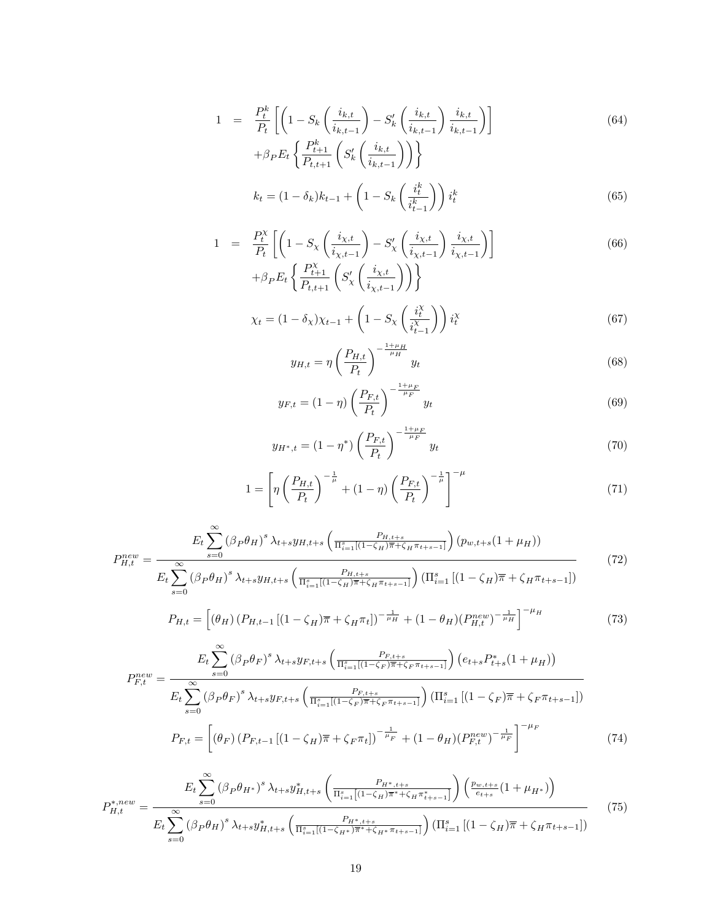$$
\begin{aligned}
1 &= \frac{P_t^k}{P_t}\left[\left(1 - S_k\left(\frac{i_{k,t}}{i_{k,t-1}}\right) - S_k'\left(\frac{i_{k,t}}{i_{k,t-1}}\right)\frac{i_{k,t}}{i_{k,t-1}}\right)\right] \\
&\quad + \beta_P E_t\left\{\frac{P_{t+1}^k}{P_{t,t+1}}\left(S_k'\left(\frac{i_{k,t}}{i_{k,t-1}}\right)\right)\right\}
\end{aligned}
\tag{64}
$$

$$
k_t = (1-\delta_k)k_{t-1} + \left(1 - S_k\left(\frac{i_t^k}{i_{t-1}^k}\right)\right) i_t^k \tag{65}
$$

$$
\begin{aligned}
1 &= \frac{P_t^\chi}{P_t}\left[\left(1 - S_\chi\left(\frac{i_{\chi,t}}{i_{\chi,t-1}}\right) - S_\chi'\left(\frac{i_{\chi,t}}{i_{\chi,t-1}}\right)\frac{i_{\chi,t}}{i_{\chi,t-1}}\right)\right] \\
&\quad + \beta_P E_t\left\{\frac{P_{t+1}^\chi}{P_{t,t+1}}\left(S_\chi'\left(\frac{i_{\chi,t}}{i_{\chi,t-1}}\right)\right)\right\}
\end{aligned}
\tag{66}
$$

$$
\chi_t = (1-\delta_\chi)\chi_{t-1} + \left(1 - S_\chi\left(\frac{i_t^\chi}{i_{t-1}^\chi}\right)\right) i_t^\chi \tag{67}
$$

$$
y_{H,t} = \eta\left(\frac{P_{H,t}}{P_t}\right)^{-\frac{1+\mu_H}{\mu_H}} y_t \tag{68}
$$

$$
y_{F,t} = (1-\eta)\left(\frac{P_{F,t}}{P_t}\right)^{-\frac{1+\mu_F}{\mu_F}} y_t \tag{69}
$$

$$
y_{H^*,t} = (1-\eta^*)\left(\frac{P_{F,t}}{P_t}\right)^{-\frac{1+\mu_F}{\mu_F}} y_t \tag{70}
$$

$$
1 = \left[\eta\left(\frac{P_{H,t}}{P_t}\right)^{-\frac{1}{\mu}} + (1-\eta)\left(\frac{P_{F,t}}{P_t}\right)^{-\frac{1}{\mu}}\right]^{-\mu} \tag{71}
$$

$$
P_{H,t}^{new} = \frac{E_t \sum_{s=0}^{\infty} (\beta_P \theta_H)^s \lambda_{t+s} y_{H,t+s}\left(\frac{P_{H,t+s}}{\Pi_{i=1}^s[(1-\zeta_H)\overline{\pi}+\zeta_H \pi_{t+s-1}]}\right)(p_{w,t+s}(1+\mu_H))}{E_t \sum_{s=0}^{\infty} (\beta_P \theta_H)^s \lambda_{t+s} y_{H,t+s}\left(\frac{P_{H,t+s}}{\Pi_{i=1}^s[(1-\zeta_H)\overline{\pi}+\zeta_H \pi_{t+s-1}]}\right)(\Pi_{i=1}^s[(1-\zeta_H)\overline{\pi}+\zeta_H \pi_{t+s-1}])} \tag{72}
$$

$$
P_{H,t} = \left[(\theta_H)\left(P_{H,t-1}[(1-\zeta_H)\overline{\pi}+\zeta_H \pi_t]\right)^{-\frac{1}{\mu_H}} + (1-\theta_H)(P_{H,t}^{new})^{-\frac{1}{\mu_H}}\right]^{-\mu_H} \tag{73}
$$

$$
P_{F,t}^{new} = \frac{E_t \sum_{s=0}^{\infty} (\beta_P \theta_F)^s \lambda_{t+s} y_{F,t+s}\left(\frac{P_{F,t+s}}{\Pi_{i=1}^s[(1-\zeta_F)\overline{\pi}+\zeta_F \pi_{t+s-1}]}\right)\left(e_{t+s}P_{t+s}^*(1+\mu_H)\right)}{E_t \sum_{s=0}^{\infty} (\beta_P \theta_F)^s \lambda_{t+s} y_{F,t+s}\left(\frac{P_{F,t+s}}{\Pi_{i=1}^s[(1-\zeta_F)\overline{\pi}+\zeta_F \pi_{t+s-1}]}\right)(\Pi_{i=1}^s[(1-\zeta_F)\overline{\pi}+\zeta_F \pi_{t+s-1}])}
$$

$$
P_{F,t} = \left[(\theta_F)\left(P_{F,t-1}[(1-\zeta_H)\overline{\pi}+\zeta_F \pi_t]\right)^{-\frac{1}{\mu_F}} + (1-\theta_H)(P_{F,t}^{new})^{-\frac{1}{\mu_F}}\right]^{-\mu_F} \tag{74}
$$

$$
P_{H,t}^{*,new} = \frac{E_t \sum_{s=0}^{\infty} (\beta_P \theta_{H^*})^s \lambda_{t+s} y_{H,t+s}^*\left(\frac{P_{H^*,t+s}}{\Pi_{i=1}^s\left[(1-\zeta_H)\overline{\pi}^*+\zeta_H \pi_{t+s-1}^*\right]}\right)\left(\frac{p_{w,t+s}}{e_{t+s}}(1+\mu_{H^*})\right)}{E_t \sum_{s=0}^{\infty} (\beta_P \theta_H)^s \lambda_{t+s} y_{H,t+s}^*\left(\frac{P_{H^*,t+s}}{\Pi_{i=1}^s[(1-\zeta_{H^*})\overline{\pi}^*+\zeta_{H^*}\pi_{t+s-1}]}\right)(\Pi_{i=1}^s[(1-\zeta_H)\overline{\pi}+\zeta_H \pi_{t+s-1}])} \tag{75}
$$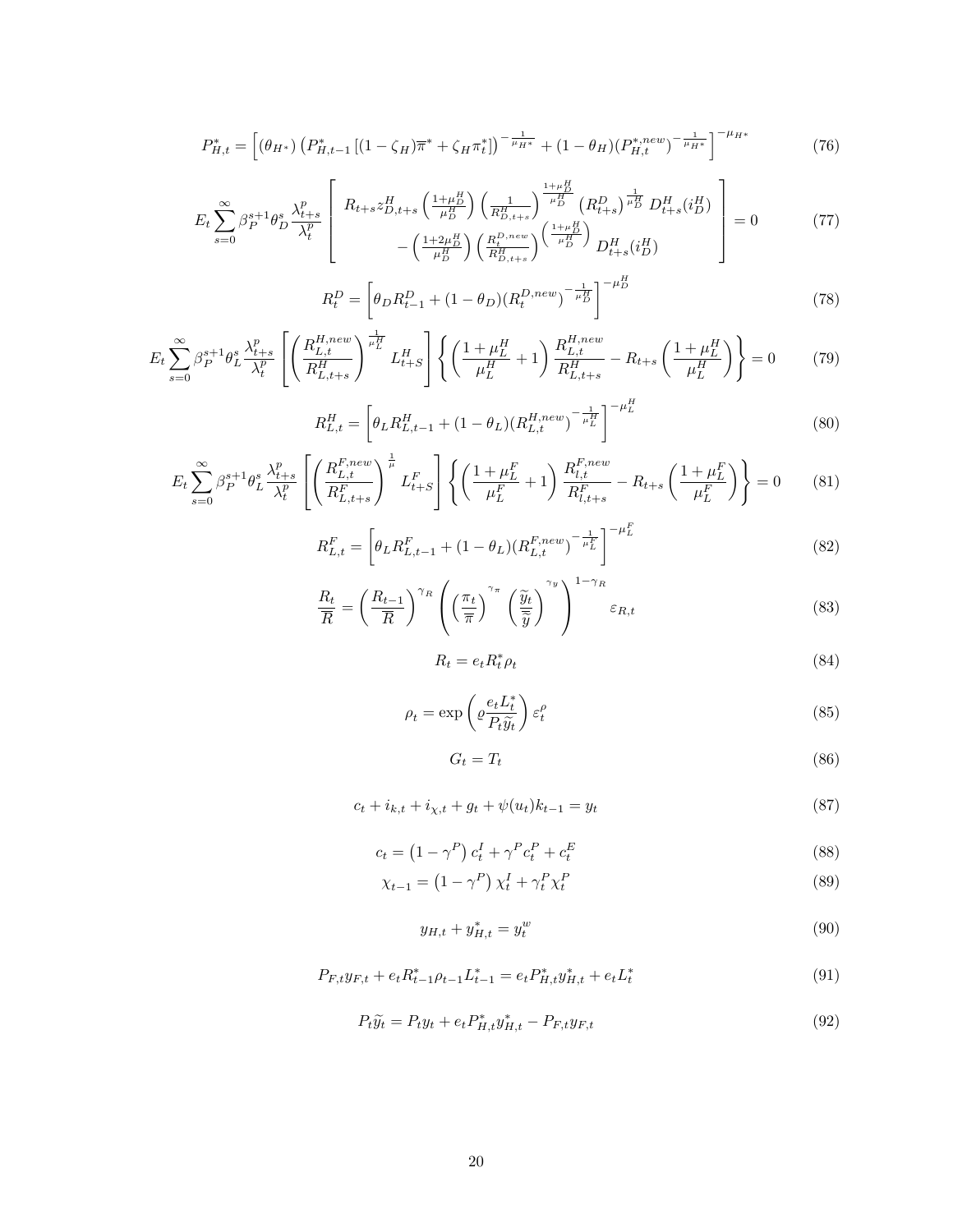$$P_{H,t}^{*}=\left[(\theta_{H^{*}})\left(P_{H,t-1}^{*}\left[(1-\zeta_{H})\overline{\pi}^{*}+\zeta_{H}\pi_{t}^{*}\right]\right)^{-\frac{1}{\mu_{H^{*}}}}+(1-\theta_{H})(P_{H,t}^{*,new})^{-\frac{1}{\mu_{H^{*}}}}\right]^{-\mu_{H^{*}}} \tag{76}$$

$$E_{t}\sum_{s=0}^{\infty}\beta_{P}^{s+1}\theta_{D}^{s}\frac{\lambda_{t+s}^{p}}{\lambda_{t}^{p}}\left[\begin{array}{c} R_{t+s}z_{D,t+s}^{H}\left(\frac{1+\mu_{D}^{H}}{\mu_{D}^{H}}\right)\left(\frac{1}{R_{D,t+s}^{H}}\right)^{\frac{1+\mu_{D}^{H}}{\mu_{D}^{H}}}\left(R_{t+s}^{D}\right)^{\frac{1}{\mu_{D}^{H}}}D_{t+s}^{H}(i_{D}^{H}) \\ -\left(\frac{1+2\mu_{D}^{H}}{\mu_{D}^{H}}\right)\left(\frac{R_{t}^{D,new}}{R_{D,t+s}^{H}}\right)^{\left(\frac{1+\mu_{D}^{H}}{\mu_{D}^{H}}\right)}D_{t+s}^{H}(i_{D}^{H}) \end{array}\right]=0 \tag{77}$$

$$R_{t}^{D}=\left[\theta_{D}R_{t-1}^{D}+(1-\theta_{D})(R_{t}^{D,new})^{-\frac{1}{\mu_{D}^{H}}}\right]^{-\mu_{D}^{H}} \tag{78}$$

$$E_{t}\sum_{s=0}^{\infty}\beta_{P}^{s+1}\theta_{L}^{s}\frac{\lambda_{t+s}^{p}}{\lambda_{t}^{p}}\left[\left(\frac{R_{L,t}^{H,new}}{R_{L,t+s}^{H}}\right)^{\frac{1}{\mu_{L}^{H}}}L_{t+S}^{H}\right]\left\{\left(\frac{1+\mu_{L}^{H}}{\mu_{L}^{H}}+1\right)\frac{R_{L,t}^{H,new}}{R_{L,t+s}^{H}}-R_{t+s}\left(\frac{1+\mu_{L}^{H}}{\mu_{L}^{H}}\right)\right\}=0 \tag{79}$$

$$R_{L,t}^{H}=\left[\theta_{L}R_{L,t-1}^{H}+(1-\theta_{L})(R_{L,t}^{H,new})^{-\frac{1}{\mu_{L}^{H}}}\right]^{-\mu_{L}^{H}} \tag{80}$$

$$E_{t}\sum_{s=0}^{\infty}\beta_{P}^{s+1}\theta_{L}^{s}\frac{\lambda_{t+s}^{p}}{\lambda_{t}^{p}}\left[\left(\frac{R_{L,t}^{F,new}}{R_{L,t+s}^{F}}\right)^{\frac{1}{\mu}}L_{t+S}^{F}\right]\left\{\left(\frac{1+\mu_{L}^{F}}{\mu_{L}^{F}}+1\right)\frac{R_{l,t}^{F,new}}{R_{l,t+s}^{F}}-R_{t+s}\left(\frac{1+\mu_{L}^{F}}{\mu_{L}^{F}}\right)\right\}=0 \tag{81}$$

$$R_{L,t}^{F}=\left[\theta_{L}R_{L,t-1}^{F}+(1-\theta_{L})(R_{L,t}^{F,new})^{-\frac{1}{\mu_{L}^{F}}}\right]^{-\mu_{L}^{F}} \tag{82}$$

$$\frac{R_{t}}{\overline{R}}=\left(\frac{R_{t-1}}{\overline{R}}\right)^{\gamma_{R}}\left(\left(\frac{\pi_{t}}{\overline{\pi}}\right)^{\gamma_{\pi}}\left(\frac{\widetilde{y}_{t}}{\overline{\widetilde{y}}}\right)^{\gamma_{y}}\right)^{1-\gamma_{R}}\varepsilon_{R,t} \tag{83}$$

$$R_{t}=e_{t}R_{t}^{*}\rho_{t} \tag{84}$$

$$\rho_{t}=\exp\left(\varrho\frac{e_{t}L_{t}^{*}}{P_{t}\widetilde{y}_{t}}\right)\varepsilon_{t}^{\rho} \tag{85}$$

$$G_{t}=T_{t} \tag{86}$$

$$c_{t}+i_{k,t}+i_{\chi,t}+g_{t}+\psi(u_{t})k_{t-1}=y_{t} \tag{87}$$

$$c_{t}=\left(1-\gamma^{P}\right)c_{t}^{I}+\gamma^{P}c_{t}^{P}+c_{t}^{E} \tag{88}$$

$$\chi_{t-1}=\left(1-\gamma^{P}\right)\chi_{t}^{I}+\gamma_{t}^{P}\chi_{t}^{P} \tag{89}$$

$$y_{H,t}+y_{H,t}^{*}=y_{t}^{w} \tag{90}$$

$$P_{F,t}y_{F,t}+e_{t}R_{t-1}^{*}\rho_{t-1}L_{t-1}^{*}=e_{t}P_{H,t}^{*}y_{H,t}^{*}+e_{t}L_{t}^{*} \tag{91}$$

$$P_{t}\widetilde{y}_{t}=P_{t}y_{t}+e_{t}P_{H,t}^{*}y_{H,t}^{*}-P_{F,t}y_{F,t} \tag{92}$$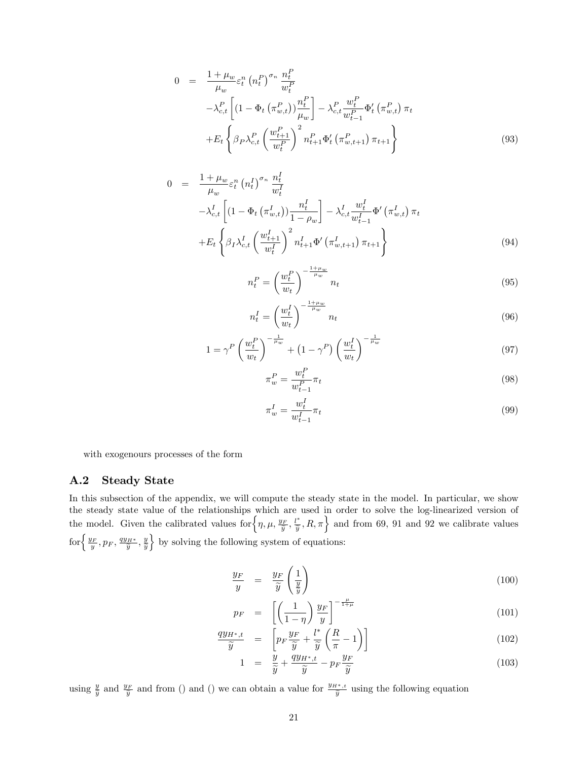$$
\begin{aligned}
0 \quad = \quad & \frac{1+\mu_w}{\mu_w}\varepsilon_t^n \left(n_t^P\right)^{\sigma_n} \frac{n_t^P}{w_t^P} \\
& -\lambda_{c,t}^P \left[ \left(1-\Phi_t\left(\pi_{w,t}^P\right)\right) \frac{n_t^P}{\mu_w} \right] - \lambda_{c,t}^P \frac{w_t^P}{w_{t-1}^P} \Phi_t'\left(\pi_{w,t}^P\right) \pi_t \\
& + E_t \left\{ \beta_P \lambda_{c,t}^P \left( \frac{w_{t+1}^P}{w_t^P} \right)^2 n_{t+1}^P \Phi_t'\left(\pi_{w,t+1}^P\right) \pi_{t+1} \right\}
\end{aligned}
\tag{93}
$$

$$
\begin{aligned}
0 \quad = \quad & \frac{1+\mu_w}{\mu_w}\varepsilon_t^n \left(n_t^I\right)^{\sigma_n} \frac{n_t^I}{w_t^I} \\
& -\lambda_{c,t}^I \left[ \left(1-\Phi_t\left(\pi_{w,t}^I\right)\right) \frac{n_t^I}{1-\rho_w} \right] - \lambda_{c,t}^I \frac{w_t^I}{w_{t-1}^I} \Phi'\left(\pi_{w,t}^I\right) \pi_t \\
& + E_t \left\{ \beta_I \lambda_{c,t}^I \left( \frac{w_{t+1}^I}{w_t^I} \right)^2 n_{t+1}^I \Phi'\left(\pi_{w,t+1}^I\right) \pi_{t+1} \right\}
\end{aligned}
\tag{94}
$$

$$
n_t^P = \left(\frac{w_t^P}{w_t}\right)^{-\frac{1+\mu_w}{\mu_w}} n_t \tag{95}
$$

$$
n_t^I = \left(\frac{w_t^I}{w_t}\right)^{-\frac{1+\mu_w}{\mu_w}} n_t \tag{96}
$$

$$
1 = \gamma^P \left(\frac{w_t^P}{w_t}\right)^{-\frac{1}{\mu_w}} + \left(1-\gamma^P\right) \left(\frac{w_t^I}{w_t}\right)^{-\frac{1}{\mu_w}} \tag{97}
$$

$$
\pi_w^P = \frac{w_t^P}{w_{t-1}^P} \pi_t \tag{98}
$$

$$
\pi_w^I = \frac{w_t^I}{w_{t-1}^I} \pi_t \tag{99}
$$

with exogenours processes of the form

## A.2 Steady State

In this subsection of the appendix, we will compute the steady state in the model. In particular, we show the steady state value of the relationships which are used in order to solve the log-linearized version of the model. Given the calibrated values for $\left\{\eta, \mu, \frac{y_F}{\widetilde{y}}, \frac{l^*}{\widetilde{y}}, R, \pi\right\}$ and from 69, 91 and 92 we calibrate values for $\left\{\frac{y_F}{y}, p_F, \frac{q y_{H^*}}{\widetilde{y}}, \frac{y}{\widetilde{y}}\right\}$ by solving the following system of equations:

$$
\begin{aligned}
\frac{y_F}{y} \quad &= \quad \frac{y_F}{\widetilde{y}} \left(\frac{1}{\frac{y}{\widetilde{y}}}\right) && (100) \\
p_F \quad &= \quad \left[\left(\frac{1}{1-\eta}\right) \frac{y_F}{y}\right]^{-\frac{\mu}{1+\mu}} && (101) \\
\frac{q y_{H^*,t}}{\widetilde{y}} \quad &= \quad \left[p_F \frac{y_F}{\widetilde{y}} + \frac{l^*}{\widetilde{y}} \left(\frac{R}{\pi} - 1\right)\right] && (102) \\
1 \quad &= \quad \frac{y}{\widetilde{y}} + \frac{q y_{H^*,t}}{\widetilde{y}} - p_F \frac{y_F}{\widetilde{y}} && (103)
\end{aligned}
$$

using $\frac{y}{\widetilde{y}}$ and $\frac{y_F}{\widetilde{y}}$ and from () and () we can obtain a value for $\frac{y_{H^*,t}}{\widetilde{y}}$ using the following equation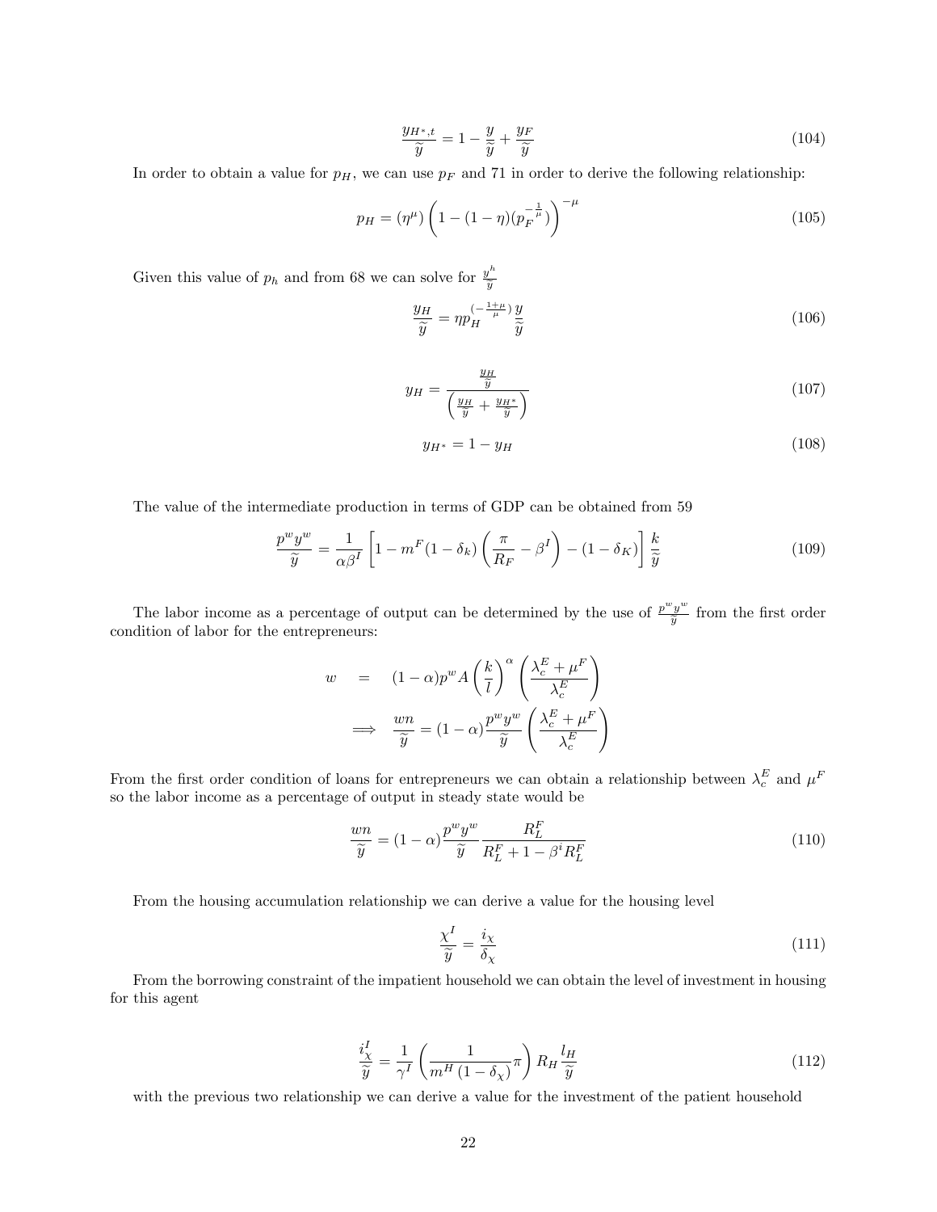$$\frac{y_{H^*,t}}{\widetilde{y}} = 1 - \frac{y}{\widetilde{y}} + \frac{y_F}{\widetilde{y}} \tag{104}$$

In order to obtain a value for $p_H$, we can use $p_F$ and 71 in order to derive the following relationship:

$$p_H = (\eta^{\mu}) \left(1 - (1-\eta)(p_F^{-\frac{1}{\mu}})\right)^{-\mu} \tag{105}$$

Given this value of $p_h$ and from 68 we can solve for $\frac{y^h}{\widetilde{y}}$

$$\frac{y_H}{\widetilde{y}} = \eta p_H^{(-\frac{1+\mu}{\mu})} \frac{y}{\widetilde{y}} \tag{106}$$

$$y_H = \frac{\frac{y_H}{\widetilde{y}}}{\left(\frac{y_H}{\widetilde{y}} + \frac{y_{H^*}}{\widetilde{y}}\right)} \tag{107}$$

$$y_{H^*} = 1 - y_H \tag{108}$$

The value of the intermediate production in terms of GDP can be obtained from 59

$$\frac{p^w y^w}{\widetilde{y}} = \frac{1}{\alpha \beta^I}\left[1 - m^F(1-\delta_k)\left(\frac{\pi}{R_F} - \beta^I\right) - (1-\delta_K)\right]\frac{k}{\widetilde{y}} \tag{109}$$

The labor income as a percentage of output can be determined by the use of $\frac{p^w y^w}{\widetilde{y}}$ from the first order condition of labor for the entrepreneurs:

$$\begin{aligned} w &= (1-\alpha) p^w A \left(\frac{k}{l}\right)^{\alpha} \left(\frac{\lambda_c^E + \mu^F}{\lambda_c^E}\right) \\ &\implies \frac{wn}{\widetilde{y}} = (1-\alpha)\frac{p^w y^w}{\widetilde{y}}\left(\frac{\lambda_c^E + \mu^F}{\lambda_c^E}\right) \end{aligned}$$

From the first order condition of loans for entrepreneurs we can obtain a relationship between $\lambda_c^E$ and $\mu^F$ so the labor income as a percentage of output in steady state would be

$$\frac{wn}{\widetilde{y}} = (1-\alpha)\frac{p^w y^w}{\widetilde{y}} \frac{R_L^F}{R_L^F + 1 - \beta^i R_L^F} \tag{110}$$

From the housing accumulation relationship we can derive a value for the housing level

$$\frac{\chi^I}{\widetilde{y}} = \frac{i_\chi}{\delta_\chi} \tag{111}$$

From the borrowing constraint of the impatient household we can obtain the level of investment in housing for this agent

$$\frac{i_\chi^I}{\widetilde{y}} = \frac{1}{\gamma^I}\left(\frac{1}{m^H(1-\delta_\chi)}\pi\right) R_H \frac{l_H}{\widetilde{y}} \tag{112}$$

with the previous two relationship we can derive a value for the investment of the patient household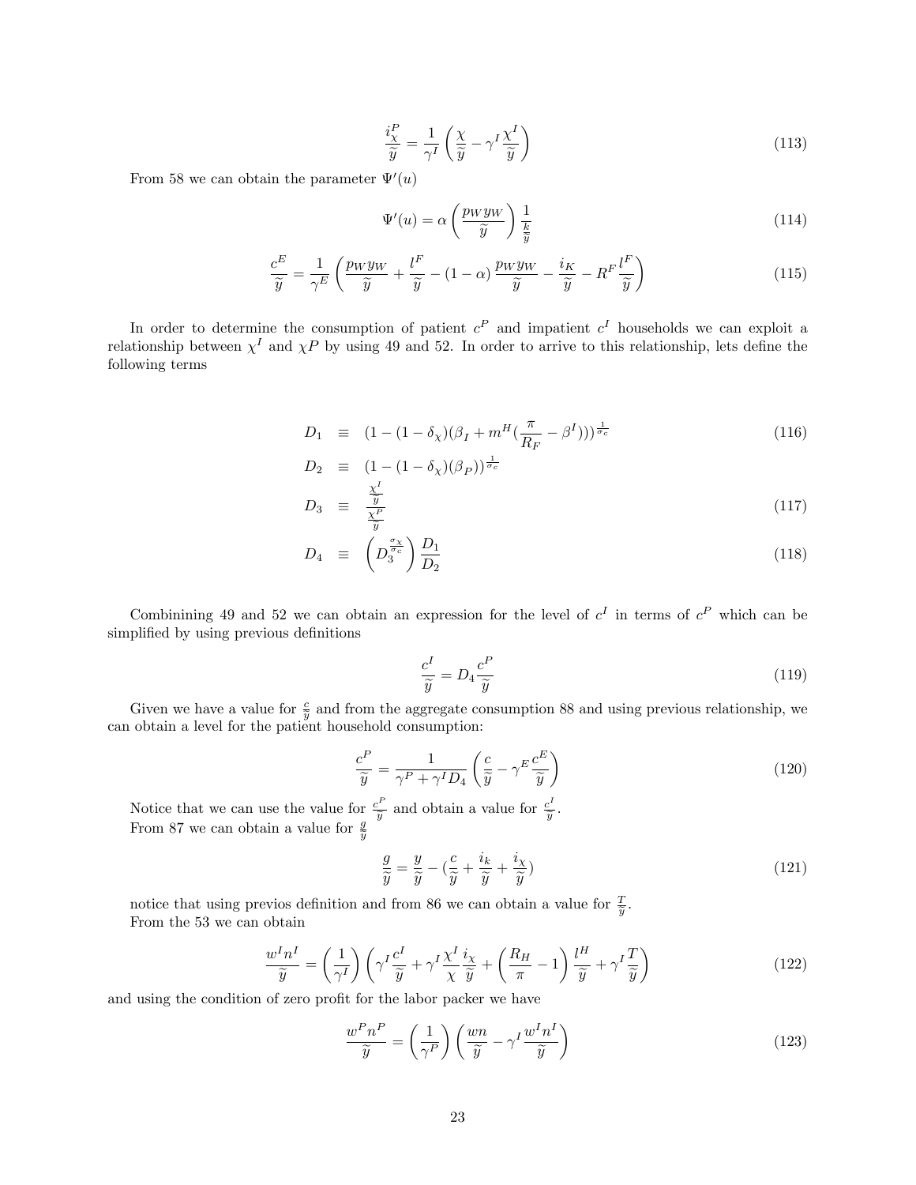$$\frac{i^P_\chi}{\widetilde{y}} = \frac{1}{\gamma^I}\left(\frac{\chi}{\widetilde{y}} - \gamma^I \frac{\chi^I}{\widetilde{y}}\right) \tag{113}$$

From 58 we can obtain the parameter $\Psi'(u)$

$$\Psi'(u) = \alpha\left(\frac{p_W y_W}{\widetilde{y}}\right)\frac{1}{\frac{k}{\widetilde{y}}} \tag{114}$$

$$\frac{c^E}{\widetilde{y}} = \frac{1}{\gamma^E}\left(\frac{p_W y_W}{\widetilde{y}} + \frac{l^F}{\widetilde{y}} - (1-\alpha)\frac{p_W y_W}{\widetilde{y}} - \frac{i_K}{\widetilde{y}} - R^F \frac{l^F}{\widetilde{y}}\right) \tag{115}$$

In order to determine the consumption of patient $c^P$ and impatient $c^I$ households we can exploit a relationship between $\chi^I$ and $\chi P$ by using 49 and 52. In order to arrive to this relationship, lets define the following terms

$$D_1 \equiv (1 - (1-\delta_\chi)(\beta_I + m^H(\frac{\pi}{R_F} - \beta^I)))^{\frac{1}{\sigma_c}} \tag{116}$$

$$D_2 \equiv (1 - (1-\delta_\chi)(\beta_P))^{\frac{1}{\sigma_c}}$$

$$D_3 \equiv \frac{\frac{\chi^I}{\widetilde{y}}}{\frac{\chi^P}{\widetilde{y}}} \tag{117}$$

$$D_4 \equiv \left(D_3^{\frac{\sigma_\chi}{\sigma_c}}\right)\frac{D_1}{D_2} \tag{118}$$

Combinining 49 and 52 we can obtain an expression for the level of $c^I$ in terms of $c^P$ which can be simplified by using previous definitions

$$\frac{c^I}{\widetilde{y}} = D_4 \frac{c^P}{\widetilde{y}} \tag{119}$$

Given we have a value for $\frac{c}{\widetilde{y}}$ and from the aggregate consumption 88 and using previous relationship, we can obtain a level for the patient household consumption:

$$\frac{c^P}{\widetilde{y}} = \frac{1}{\gamma^P + \gamma^I D_4}\left(\frac{c}{\widetilde{y}} - \gamma^E \frac{c^E}{\widetilde{y}}\right) \tag{120}$$

Notice that we can use the value for $\frac{c^P}{\widetilde{y}}$ and obtain a value for $\frac{c^I}{\widetilde{y}}$.
From 87 we can obtain a value for $\frac{g}{\widetilde{y}}$

$$\frac{g}{\widetilde{y}} = \frac{y}{\widetilde{y}} - (\frac{c}{\widetilde{y}} + \frac{i_k}{\widetilde{y}} + \frac{i_\chi}{\widetilde{y}}) \tag{121}$$

notice that using previos definition and from 86 we can obtain a value for $\frac{T}{\widetilde{y}}$.
From the 53 we can obtain

$$\frac{w^I n^I}{\widetilde{y}} = \left(\frac{1}{\gamma^I}\right)\left(\gamma^I \frac{c^I}{\widetilde{y}} + \gamma^I \frac{\chi^I}{\chi}\frac{i_\chi}{\widetilde{y}} + \left(\frac{R_H}{\pi} - 1\right)\frac{l^H}{\widetilde{y}} + \gamma^I \frac{T}{\widetilde{y}}\right) \tag{122}$$

and using the condition of zero profit for the labor packer we have

$$\frac{w^P n^P}{\widetilde{y}} = \left(\frac{1}{\gamma^P}\right)\left(\frac{wn}{\widetilde{y}} - \gamma^I \frac{w^I n^I}{\widetilde{y}}\right) \tag{123}$$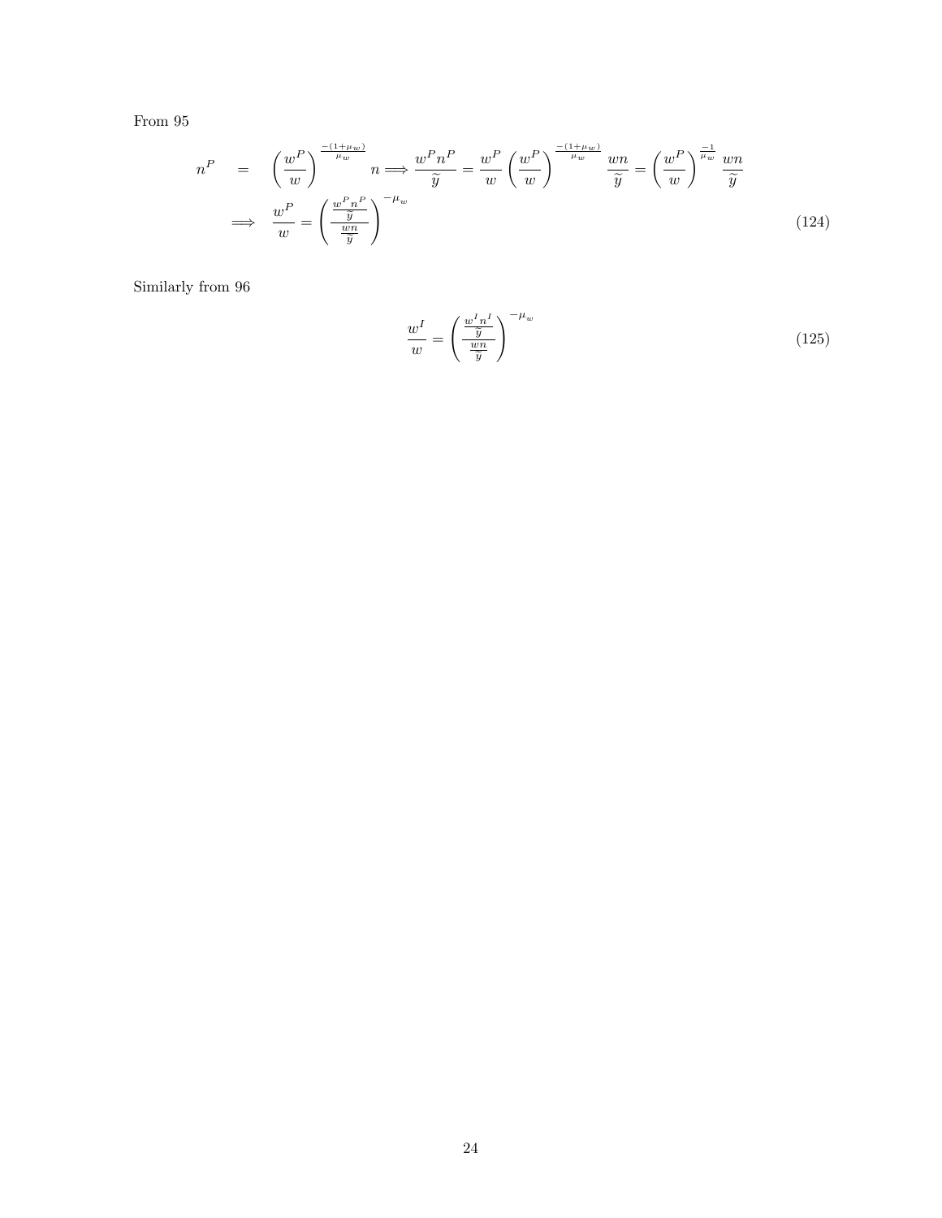From 95

$$
\begin{aligned}
n^P &= \left(\frac{w^P}{w}\right)^{\frac{-(1+\mu_w)}{\mu_w}} n \Longrightarrow \frac{w^P n^P}{\widetilde{y}} = \frac{w^P}{w}\left(\frac{w^P}{w}\right)^{\frac{-(1+\mu_w)}{\mu_w}} \frac{wn}{\widetilde{y}} = \left(\frac{w^P}{w}\right)^{\frac{-1}{\mu_w}} \frac{wn}{\widetilde{y}} \\
&\Longrightarrow \frac{w^P}{w} = \left(\frac{\frac{w^P n^P}{\widetilde{y}}}{\frac{wn}{\widetilde{y}}}\right)^{-\mu_w}
\end{aligned}
\tag{124}
$$

Similarly from 96

$$
\frac{w^I}{w} = \left(\frac{\frac{w^I n^I}{\widetilde{y}}}{\frac{wn}{\widetilde{y}}}\right)^{-\mu_w}
\tag{125}
$$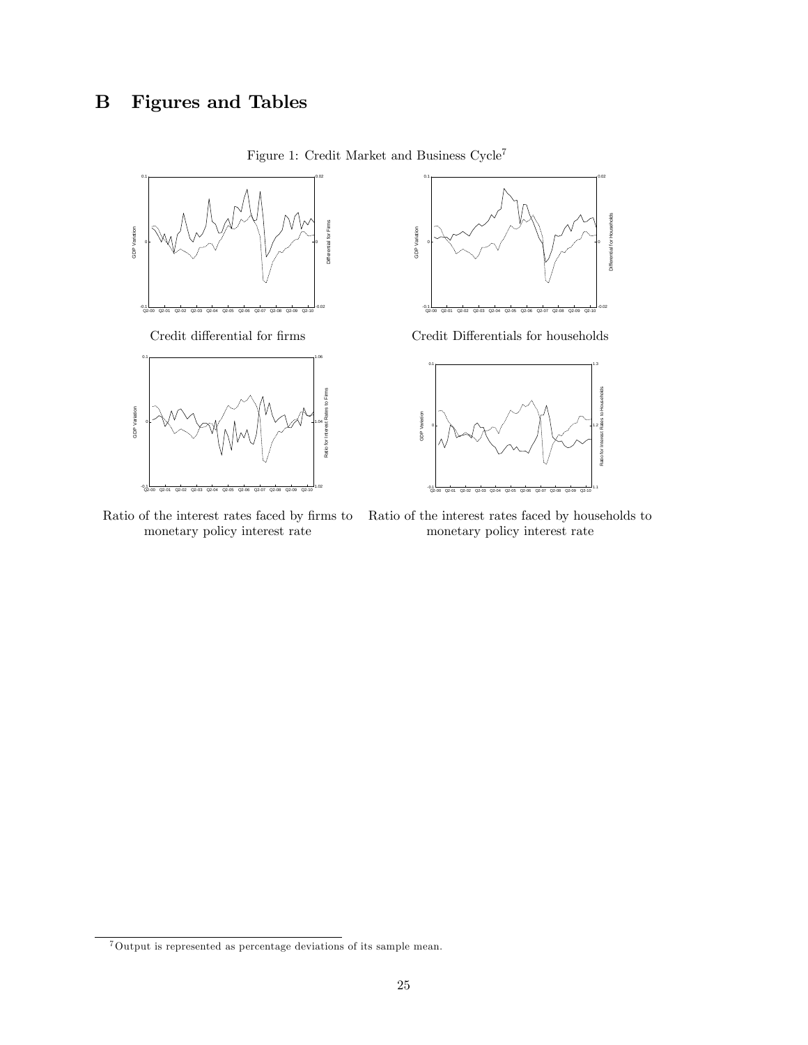# B Figures and Tables

Figure 1: Credit Market and Business Cycle[7]

Credit differential for firms

Credit Differentials for households

Ratio of the interest rates faced by firms to monetary policy interest rate

Ratio of the interest rates faced by households to monetary policy interest rate

[7]Output is represented as percentage deviations of its sample mean.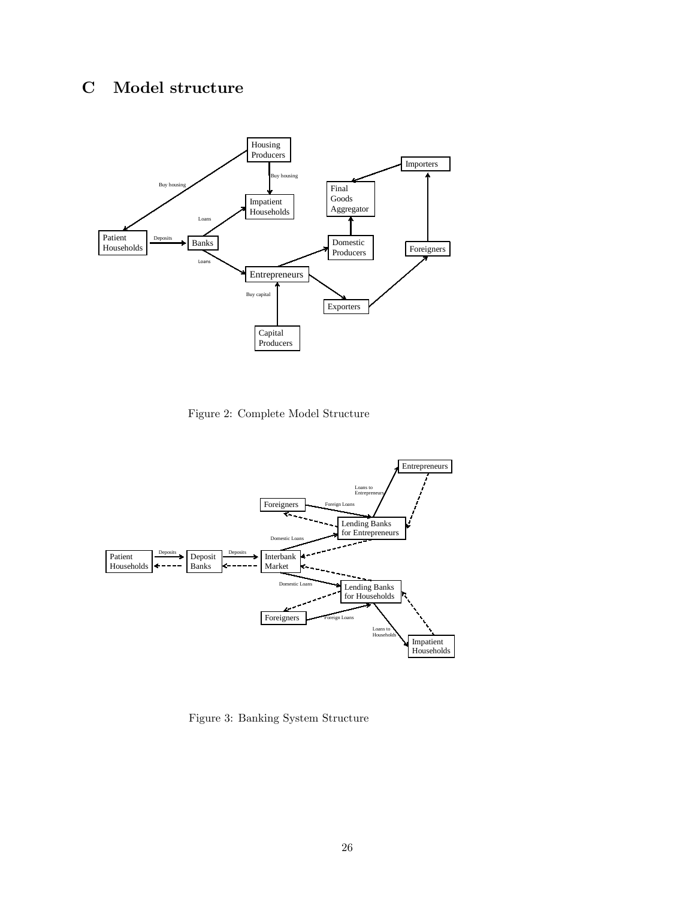# C Model structure

Figure 2: Complete Model Structure

Figure 3: Banking System Structure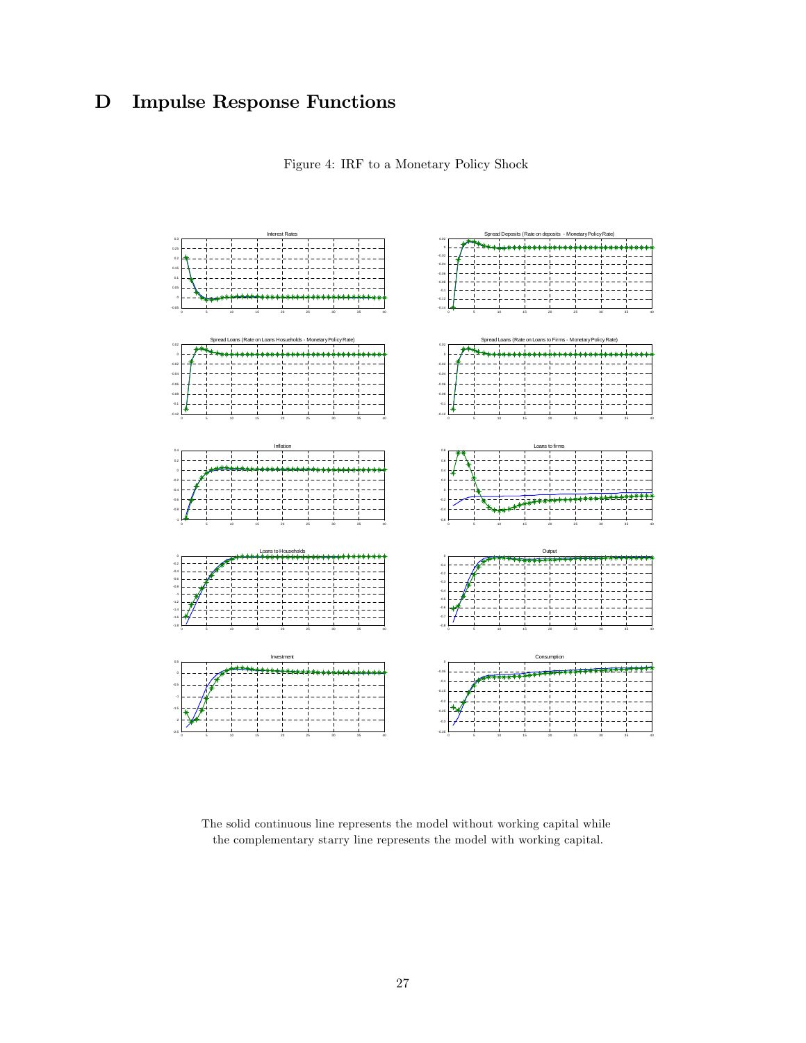# D Impulse Response Functions

Figure 4: IRF to a Monetary Policy Shock

The solid continuous line represents the model without working capital while the complementary starry line represents the model with working capital.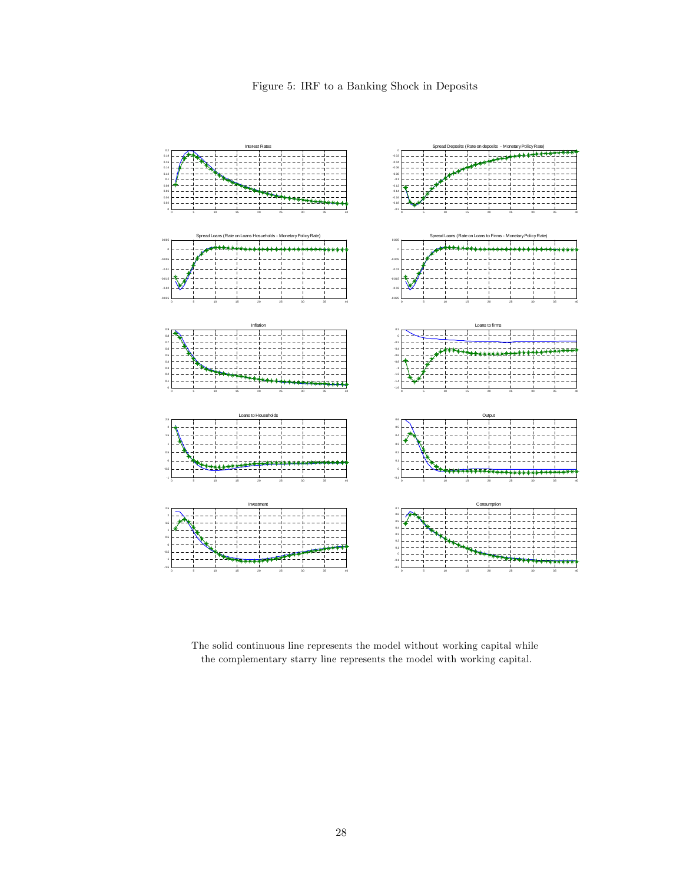Figure 5: IRF to a Banking Shock in Deposits

The solid continuous line represents the model without working capital while the complementary starry line represents the model with working capital.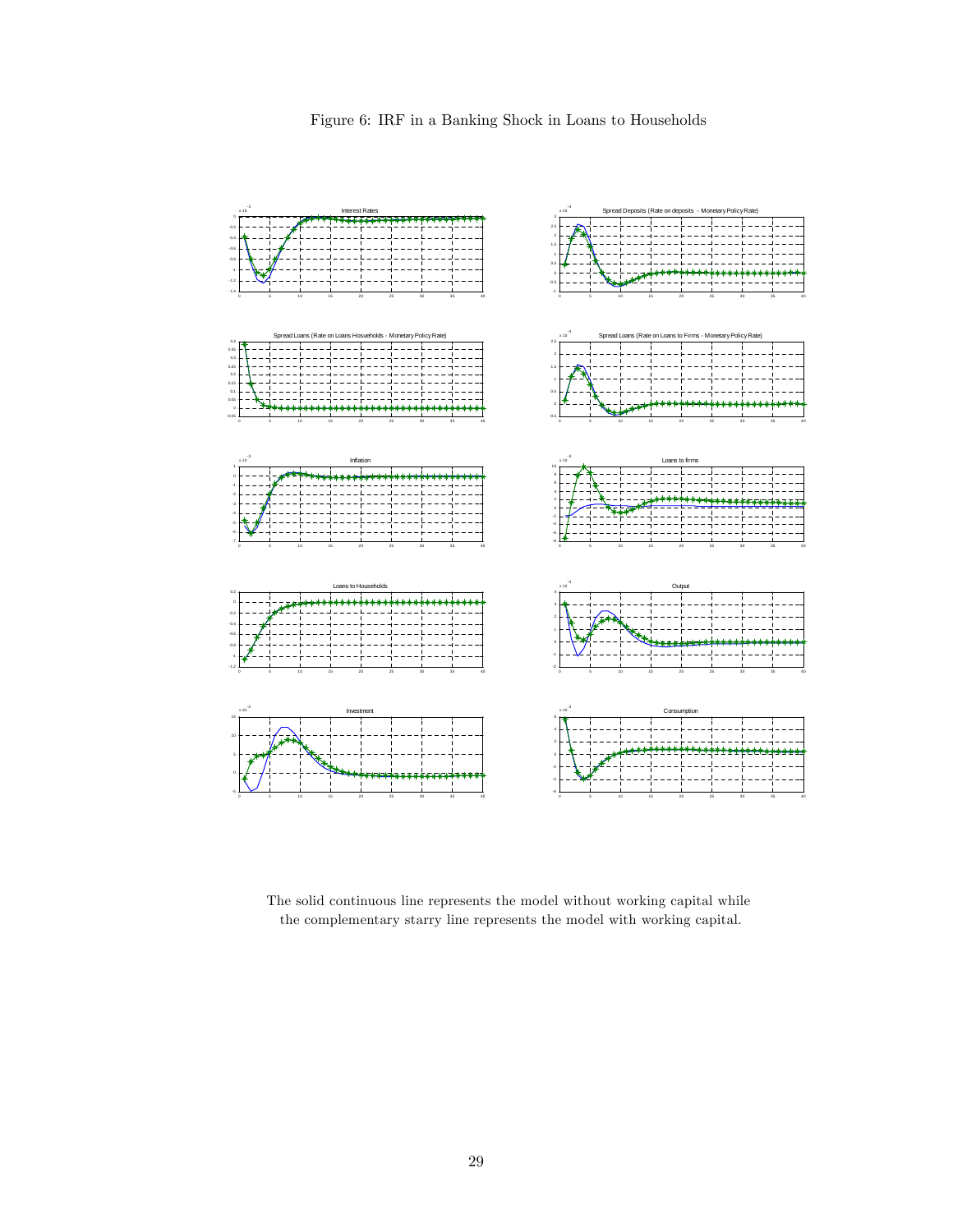Figure 6: IRF in a Banking Shock in Loans to Households

The solid continuous line represents the model without working capital while the complementary starry line represents the model with working capital.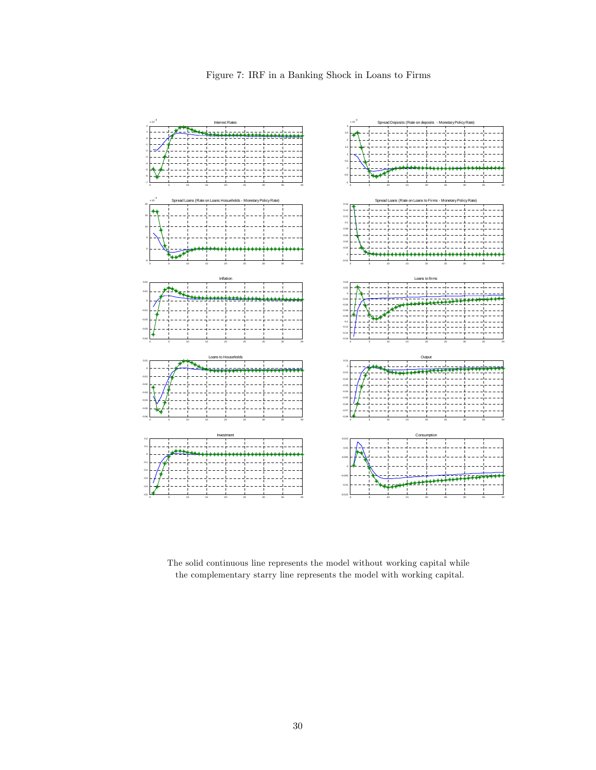Figure 7: IRF in a Banking Shock in Loans to Firms

The solid continuous line represents the model without working capital while the complementary starry line represents the model with working capital.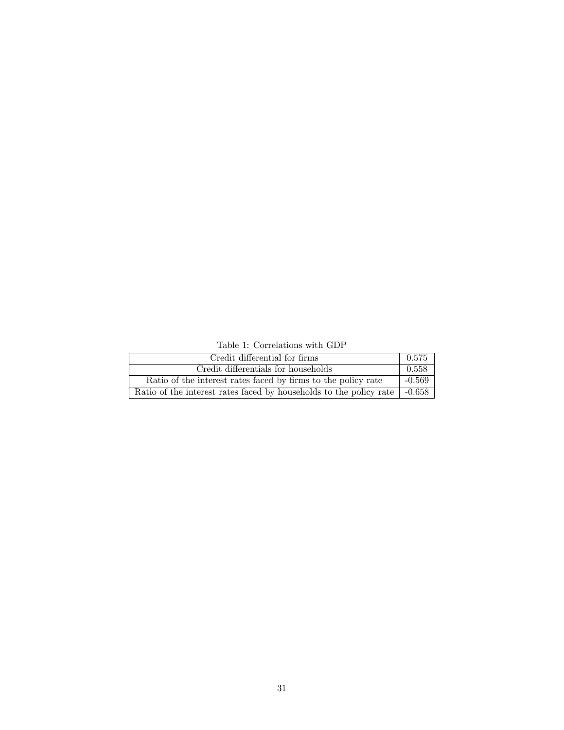Table 1: Correlations with GDP

| | |
|---|---|
| Credit differential for firms | 0.575 |
| Credit differentials for households | 0.558 |
| Ratio of the interest rates faced by firms to the policy rate | -0.569 |
| Ratio of the interest rates faced by households to the policy rate | -0.658 |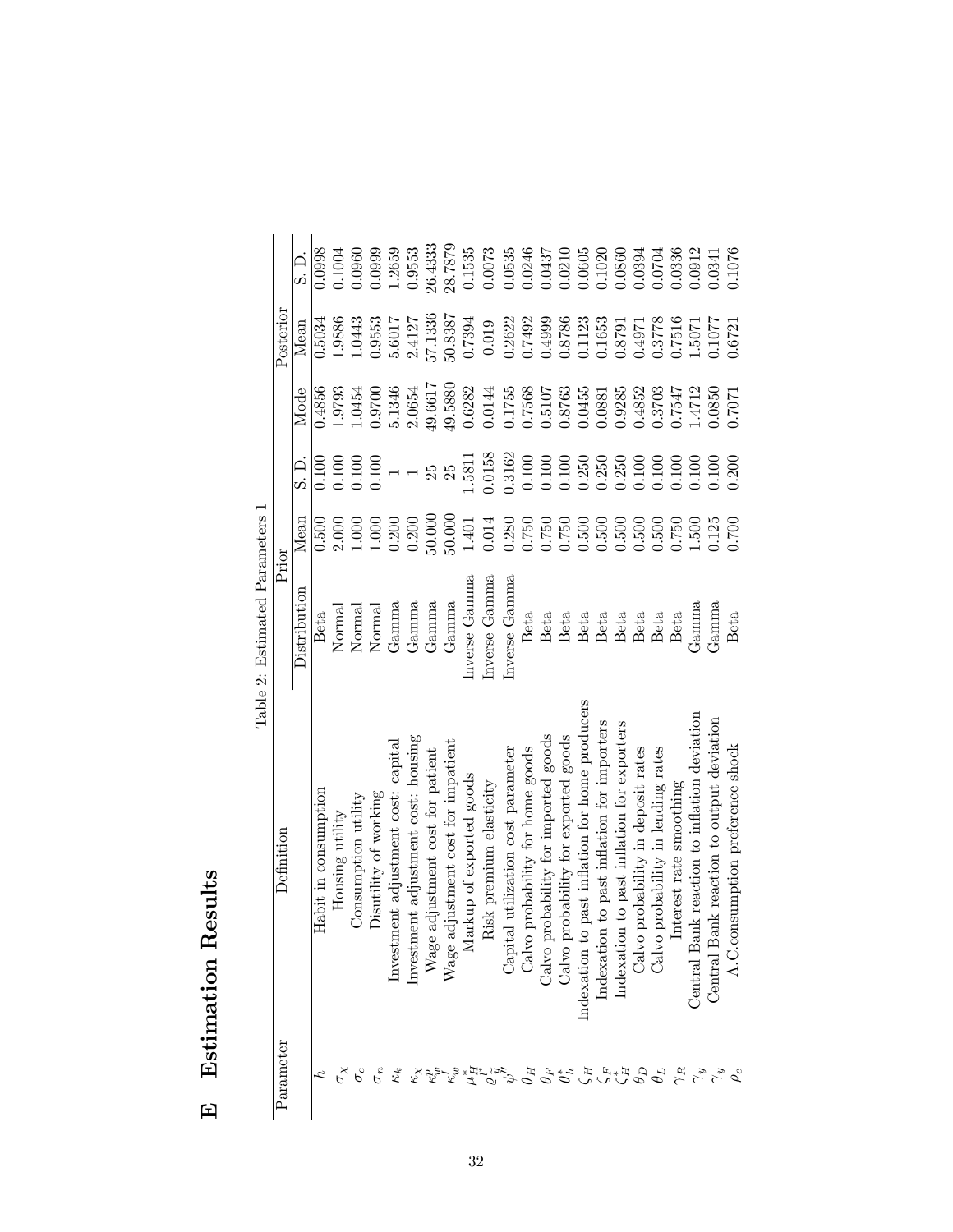# E Estimation Results

Table 2: Estimated Parameters 1

| Parameter | Definition | Prior | | | Posterior | | |
|---|---|---|---|---|---|---|---|
| | | Distribution | Mean | S. D. | Mode | Mean | S. D. |
| $h$ | Habit in consumption | Beta | 0.500 | 0.100 | 0.4856 | 0.5034 | 0.0998 |
| $\sigma_\chi$ | Housing utility | Normal | 2.000 | 0.100 | 1.9793 | 1.9886 | 0.1004 |
| $\sigma_c$ | Consumption utility | Normal | 1.000 | 0.100 | 1.0454 | 1.0443 | 0.0960 |
| $\sigma_n$ | Disutility of working | Normal | 1.000 | 0.100 | 0.9700 | 0.9553 | 0.0999 |
| $\kappa_k$ | Investment adjustment cost: capital | Gamma | 0.200 | 1 | 5.1346 | 5.6017 | 1.2659 |
| $\kappa_\chi$ | Investment adjustment cost: housing | Gamma | 0.200 | 1 | 2.0654 | 2.4127 | 0.9553 |
| $\kappa_w^p$ | Wage adjustment cost for patient | Gamma | 50.000 | 25 | 49.6617 | 57.1336 | 26.4333 |
| $\kappa_w^I$ | Wage adjustment cost for impatient | Gamma | 50.000 | 25 | 49.5880 | 50.8387 | 28.7879 |
| $\mu_H^*$ | Markup of exported goods | Inverse Gamma | 1.401 | 1.5811 | 0.6282 | 0.7394 | 0.1535 |
| $\varrho^{\frac{t}{y}}$ | Risk premium elasticity | Inverse Gamma | 0.014 | 0.0158 | 0.0144 | 0.019 | 0.0073 |
| $\psi$ | Capital utilization cost parameter | Inverse Gamma | 0.280 | 0.3162 | 0.1755 | 0.2622 | 0.0535 |
| $\theta_H$ | Calvo probability for home goods | Beta | 0.750 | 0.100 | 0.7568 | 0.7492 | 0.0246 |
| $\theta_F$ | Calvo probability for imported goods | Beta | 0.750 | 0.100 | 0.5107 | 0.4999 | 0.0437 |
| $\theta_h^*$ | Calvo probability for exported goods | Beta | 0.750 | 0.100 | 0.8763 | 0.8786 | 0.0210 |
| $\zeta_H$ | Indexation to past inflation for home producers | Beta | 0.500 | 0.250 | 0.0455 | 0.1123 | 0.0605 |
| $\zeta_F$ | Indexation to past inflation for importers | Beta | 0.500 | 0.250 | 0.0881 | 0.1653 | 0.1020 |
| $\zeta_H^*$ | Indexation to past inflation for exporters | Beta | 0.500 | 0.250 | 0.9285 | 0.8791 | 0.0860 |
| $\theta_D$ | Calvo probability in deposit rates | Beta | 0.500 | 0.100 | 0.4852 | 0.4971 | 0.0394 |
| $\theta_L$ | Calvo probability in lending rates | Beta | 0.500 | 0.100 | 0.3703 | 0.3778 | 0.0704 |
| $\gamma_R$ | Interest rate smoothing | Beta | 0.750 | 0.100 | 0.7547 | 0.7516 | 0.0336 |
| $\gamma_y$ | Central Bank reaction to inflation deviation | Gamma | 1.500 | 0.100 | 1.4712 | 1.5071 | 0.0912 |
| $\gamma_y$ | Central Bank reaction to output deviation | Gamma | 0.125 | 0.100 | 0.0850 | 0.1077 | 0.0341 |
| $\rho_c$ | A.C.consumption preference shock | Beta | 0.700 | 0.200 | 0.7071 | 0.6721 | 0.1076 |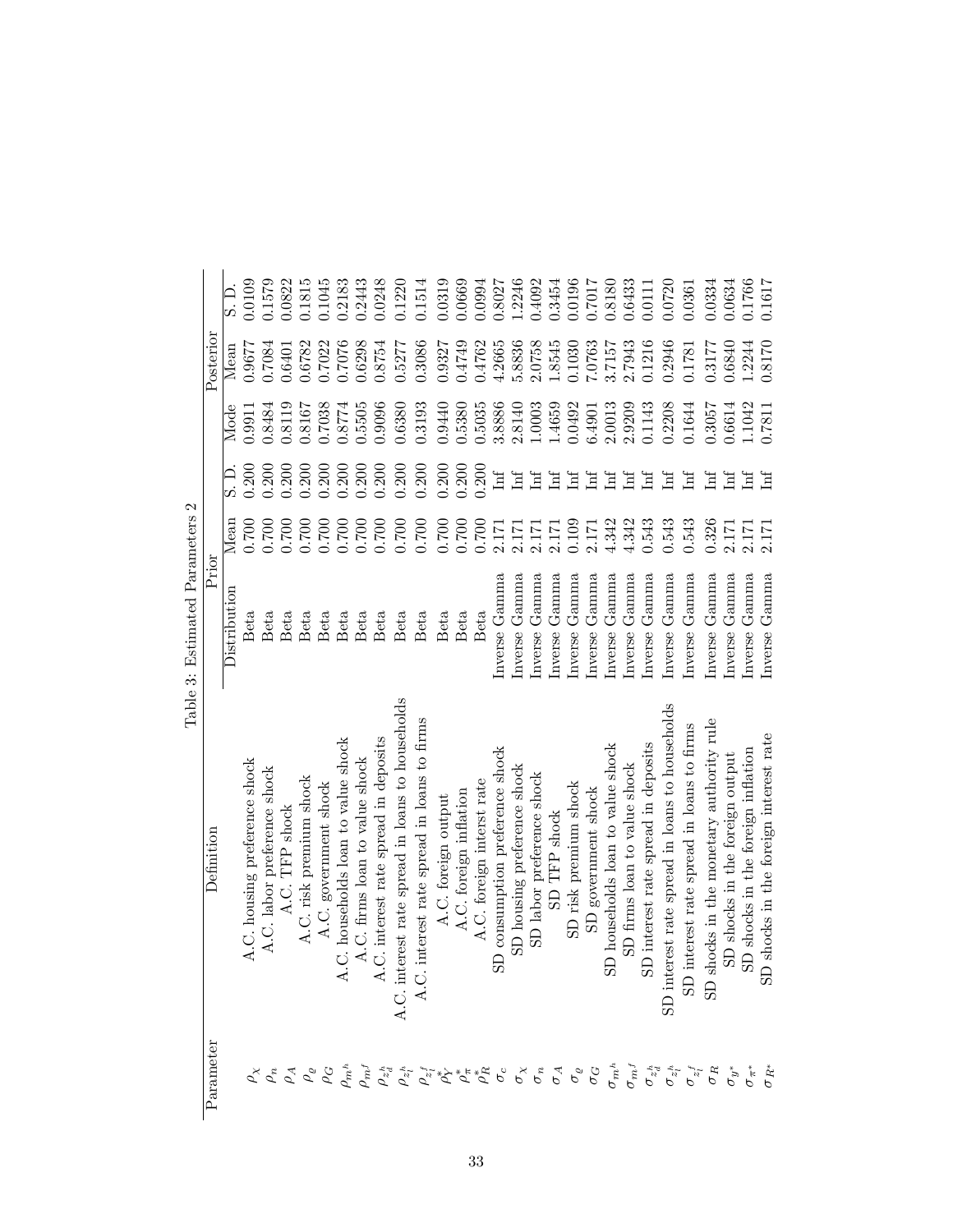Table 3: Estimated Parameters 2

| Parameter | Definition | Prior | | | Posterior | | |
|---|---|---|---|---|---|---|---|
| | | Distribution | Mean | S. D. | Mode | Mean | S. D. |
| $\rho_\chi$ | A.C. housing preference shock | Beta | 0.700 | 0.200 | 0.9911 | 0.9677 | 0.0109 |
| $\rho_n$ | A.C. labor preference shock | Beta | 0.700 | 0.200 | 0.8484 | 0.7084 | 0.1579 |
| $\rho_A$ | A.C. TFP shock | Beta | 0.700 | 0.200 | 0.8119 | 0.6401 | 0.0822 |
| $\rho_\varrho$ | A.C. risk premium shock | Beta | 0.700 | 0.200 | 0.8167 | 0.6782 | 0.1815 |
| $\rho_G$ | A.C. government shock | Beta | 0.700 | 0.200 | 0.7038 | 0.7022 | 0.1045 |
| $\rho_{m^h}$ | A.C. households loan to value shock | Beta | 0.700 | 0.200 | 0.8774 | 0.7076 | 0.2183 |
| $\rho_{m^f}$ | A.C. firms loan to value shock | Beta | 0.700 | 0.200 | 0.5505 | 0.6298 | 0.2443 |
| $\rho_{z_d^h}$ | A.C. interest rate spread in deposits | Beta | 0.700 | 0.200 | 0.9096 | 0.8754 | 0.0248 |
| $\rho_{z_l^h}$ | A.C. interest rate spread in loans to households | Beta | 0.700 | 0.200 | 0.6380 | 0.5277 | 0.1220 |
| $\rho_{z_l^f}$ | A.C. interest rate spread in loans to firms | Beta | 0.700 | 0.200 | 0.3193 | 0.3086 | 0.1514 |
| $\rho_Y^*$ | A.C. foreign output | Beta | 0.700 | 0.200 | 0.9440 | 0.9327 | 0.0319 |
| $\rho_\pi^*$ | A.C. foreign inflation | Beta | 0.700 | 0.200 | 0.5380 | 0.4749 | 0.0669 |
| $\rho_R^*$ | A.C. foreign interst rate | Beta | 0.700 | 0.200 | 0.5035 | 0.4762 | 0.0994 |
| $\sigma_c$ | SD consumption preference shock | Inverse Gamma | 2.171 | Inf | 3.8886 | 4.2665 | 0.8027 |
| $\sigma_\chi$ | SD housing preference shock | Inverse Gamma | 2.171 | Inf | 2.8140 | 5.8836 | 1.2246 |
| $\sigma_n$ | SD labor preference shock | Inverse Gamma | 2.171 | Inf | 1.0003 | 2.0758 | 0.4092 |
| $\sigma_A$ | SD TFP shock | Inverse Gamma | 2.171 | Inf | 1.4659 | 1.8545 | 0.3454 |
| $\sigma_\varrho$ | SD risk premium shock | Inverse Gamma | 0.109 | Inf | 0.0492 | 0.1030 | 0.0196 |
| $\sigma_G$ | SD government shock | Inverse Gamma | 2.171 | Inf | 6.4901 | 7.0763 | 0.7017 |
| $\sigma_{m^h}$ | SD households loan to value shock | Inverse Gamma | 4.342 | Inf | 2.0013 | 3.7157 | 0.8180 |
| $\sigma_{m^f}$ | SD firms loan to value shock | Inverse Gamma | 4.342 | Inf | 2.9209 | 2.7943 | 0.6433 |
| $\sigma_{z_d^h}$ | SD interest rate spread in deposits | Inverse Gamma | 0.543 | Inf | 0.1143 | 0.1216 | 0.0111 |
| $\sigma_{z_l^h}$ | SD interest rate spread in loans to households | Inverse Gamma | 0.543 | Inf | 0.2208 | 0.2946 | 0.0720 |
| $\sigma_{z_l^f}$ | SD interest rate spread in loans to firms | Inverse Gamma | 0.543 | Inf | 0.1644 | 0.1781 | 0.0361 |
| $\sigma_R$ | SD shocks in the monetary authority rule | Inverse Gamma | 0.326 | Inf | 0.3057 | 0.3177 | 0.0334 |
| $\sigma_{y^*}$ | SD shocks in the foreign output | Inverse Gamma | 2.171 | Inf | 0.6614 | 0.6840 | 0.0634 |
| $\sigma_{\pi^*}$ | SD shocks in the foreign inflation | Inverse Gamma | 2.171 | Inf | 1.1042 | 1.2244 | 0.1766 |
| $\sigma_{R^*}$ | SD shocks in the foreign interest rate | Inverse Gamma | 2.171 | Inf | 0.7811 | 0.8170 | 0.1617 |